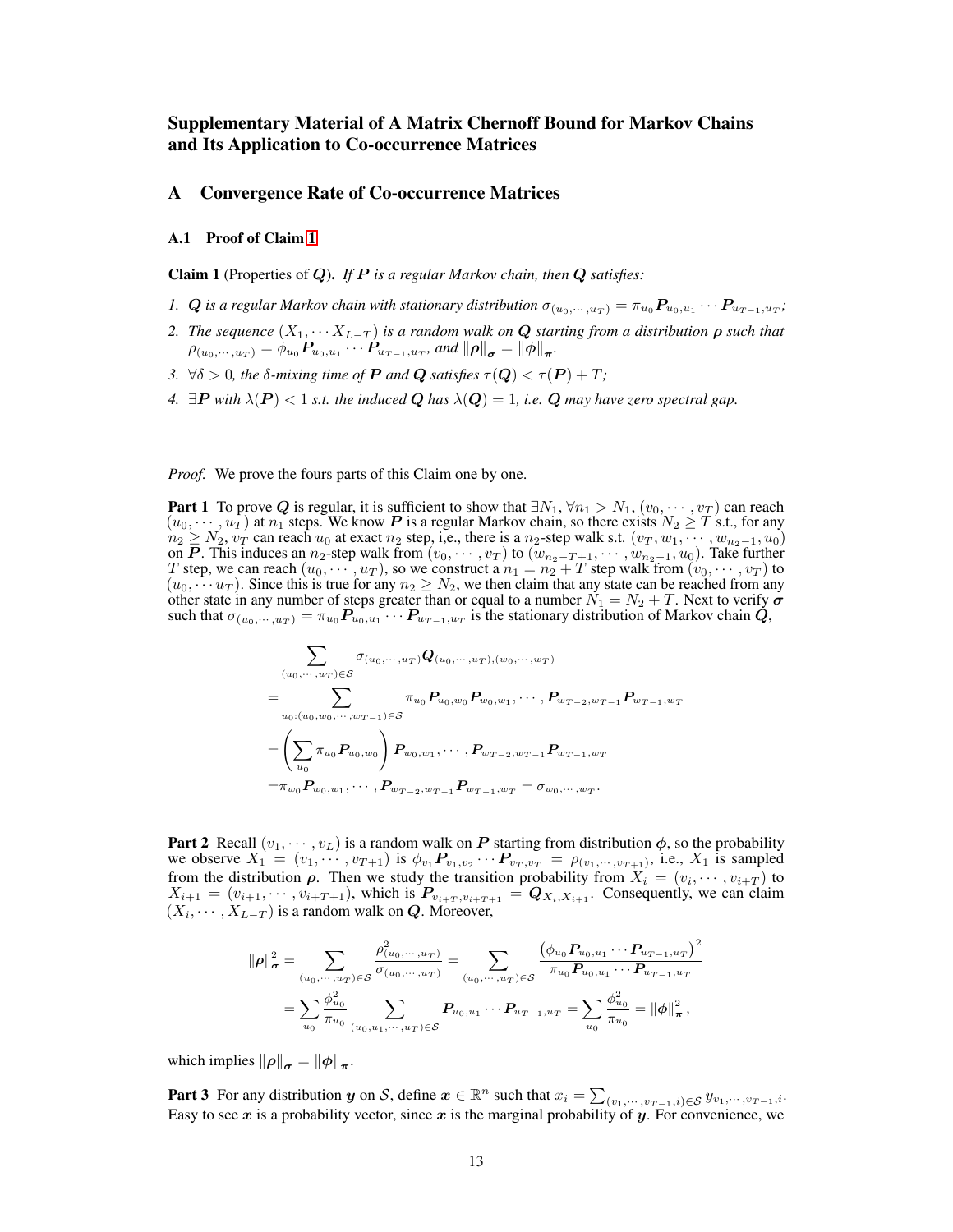# Supplementary Material of A Matrix Chernoff Bound for Markov Chains and Its Application to Co-occurrence Matrices

## A Convergence Rate of Co-occurrence Matrices

### A.1 Proof of Claim 1

**Claim 1** (Properties of $\boldsymbol{Q}$). *If $\boldsymbol{P}$ is a regular Markov chain, then $\boldsymbol{Q}$ satisfies:*

1. *$\boldsymbol{Q}$ is a regular Markov chain with stationary distribution $\sigma_{(u_0,\cdots,u_T)} = \pi_{u_0}\boldsymbol{P}_{u_0,u_1}\cdots\boldsymbol{P}_{u_{T-1},u_T}$;*
2. *The sequence $(X_1, \cdots X_{L-T})$ is a random walk on $\boldsymbol{Q}$ starting from a distribution $\boldsymbol{\rho}$ such that $\rho_{(u_0,\cdots,u_T)} = \phi_{u_0}\boldsymbol{P}_{u_0,u_1}\cdots\boldsymbol{P}_{u_{T-1},u_T}$, and $\|\boldsymbol{\rho}\|_{\boldsymbol{\sigma}} = \|\boldsymbol{\phi}\|_{\boldsymbol{\pi}}$.*
3. *$\forall\delta > 0$, the $\delta$-mixing time of $\boldsymbol{P}$ and $\boldsymbol{Q}$ satisfies $\tau(\boldsymbol{Q}) < \tau(\boldsymbol{P}) + T$;*
4. *$\exists \boldsymbol{P}$ with $\lambda(\boldsymbol{P}) < 1$ s.t. the induced $\boldsymbol{Q}$ has $\lambda(\boldsymbol{Q}) = 1$, i.e. $\boldsymbol{Q}$ may have zero spectral gap.*

*Proof.* We prove the fours parts of this Claim one by one.

**Part 1** To prove $\boldsymbol{Q}$ is regular, it is sufficient to show that $\exists N_1, \forall n_1 > N_1, (v_0, \cdots, v_T)$ can reach $(u_0, \cdots, u_T)$ at $n_1$ steps. We know $\boldsymbol{P}$ is a regular Markov chain, so there exists $N_2 \geq T$ s.t., for any $n_2 \geq N_2$, $v_T$ can reach $u_0$ at exact $n_2$ step, i,e., there is a $n_2$-step walk s.t. $(v_T, w_1, \cdots, w_{n_2-1}, u_0)$ on $\boldsymbol{P}$. This induces an $n_2$-step walk from $(v_0, \cdots, v_T)$ to $(w_{n_2-T+1}, \cdots, w_{n_2-1}, u_0)$. Take further $T$ step, we can reach $(u_0, \cdots, u_T)$, so we construct a $n_1 = n_2 + T$ step walk from $(v_0, \cdots, v_T)$ to $(u_0, \cdots u_T)$. Since this is true for any $n_2 \geq N_2$, we then claim that any state can be reached from any other state in any number of steps greater than or equal to a number $N_1 = N_2 + T$. Next to verify $\boldsymbol{\sigma}$ such that $\sigma_{(u_0,\cdots,u_T)} = \pi_{u_0}\boldsymbol{P}_{u_0,u_1}\cdots\boldsymbol{P}_{u_{T-1},u_T}$ is the stationary distribution of Markov chain $\boldsymbol{Q}$,

$$
\begin{aligned}
&\sum_{(u_0,\cdots,u_T)\in\mathcal{S}} \sigma_{(u_0,\cdots,u_T)}\boldsymbol{Q}_{(u_0,\cdots,u_T),(w_0,\cdots,w_T)} \\
=&\sum_{u_0:(u_0,w_0,\cdots,w_{T-1})\in\mathcal{S}} \pi_{u_0}\boldsymbol{P}_{u_0,w_0}\boldsymbol{P}_{w_0,w_1},\cdots,\boldsymbol{P}_{w_{T-2},w_{T-1}}\boldsymbol{P}_{w_{T-1},w_T} \\
=&\left(\sum_{u_0}\pi_{u_0}\boldsymbol{P}_{u_0,w_0}\right)\boldsymbol{P}_{w_0,w_1},\cdots,\boldsymbol{P}_{w_{T-2},w_{T-1}}\boldsymbol{P}_{w_{T-1},w_T} \\
=&\pi_{w_0}\boldsymbol{P}_{w_0,w_1},\cdots,\boldsymbol{P}_{w_{T-2},w_{T-1}}\boldsymbol{P}_{w_{T-1},w_T} = \sigma_{w_0,\cdots,w_T}.
\end{aligned}
$$

**Part 2** Recall $(v_1, \cdots, v_L)$ is a random walk on $\boldsymbol{P}$ starting from distribution $\boldsymbol{\phi}$, so the probability we observe $X_1 = (v_1, \cdots, v_{T+1})$ is $\phi_{v_1}\boldsymbol{P}_{v_1,v_2}\cdots\boldsymbol{P}_{v_T,v_T} = \rho_{(v_1,\cdots,v_{T+1})}$, i.e., $X_1$ is sampled from the distribution $\boldsymbol{\rho}$. Then we study the transition probability from $X_i = (v_i, \cdots, v_{i+T})$ to $X_{i+1} = (v_{i+1}, \cdots, v_{i+T+1})$, which is $\boldsymbol{P}_{v_{i+T},v_{i+T+1}} = \boldsymbol{Q}_{X_i,X_{i+1}}$. Consequently, we can claim $(X_i, \cdots, X_{L-T})$ is a random walk on $\boldsymbol{Q}$. Moreover,

$$
\begin{aligned}
\|\boldsymbol{\rho}\|_{\boldsymbol{\sigma}}^2 &= \sum_{(u_0,\cdots,u_T)\in\mathcal{S}} \frac{\rho^2_{(u_0,\cdots,u_T)}}{\sigma_{(u_0,\cdots,u_T)}} = \sum_{(u_0,\cdots,u_T)\in\mathcal{S}} \frac{\left(\phi_{u_0}\boldsymbol{P}_{u_0,u_1}\cdots\boldsymbol{P}_{u_{T-1},u_T}\right)^2}{\pi_{u_0}\boldsymbol{P}_{u_0,u_1}\cdots\boldsymbol{P}_{u_{T-1},u_T}} \\
&= \sum_{u_0}\frac{\phi^2_{u_0}}{\pi_{u_0}}\sum_{(u_0,u_1,\cdots,u_T)\in\mathcal{S}}\boldsymbol{P}_{u_0,u_1}\cdots\boldsymbol{P}_{u_{T-1},u_T} = \sum_{u_0}\frac{\phi^2_{u_0}}{\pi_{u_0}} = \|\boldsymbol{\phi}\|^2_{\boldsymbol{\pi}},
\end{aligned}
$$

which implies $\|\boldsymbol{\rho}\|_{\boldsymbol{\sigma}} = \|\boldsymbol{\phi}\|_{\boldsymbol{\pi}}$.

**Part 3** For any distribution $\boldsymbol{y}$ on $\mathcal{S}$, define $\boldsymbol{x} \in \mathbb{R}^n$ such that $x_i = \sum_{(v_1,\cdots,v_{T-1},i)\in\mathcal{S}} y_{v_1,\cdots,v_{T-1},i}$. Easy to see $\boldsymbol{x}$ is a probability vector, since $\boldsymbol{x}$ is the marginal probability of $\boldsymbol{y}$. For convenience, we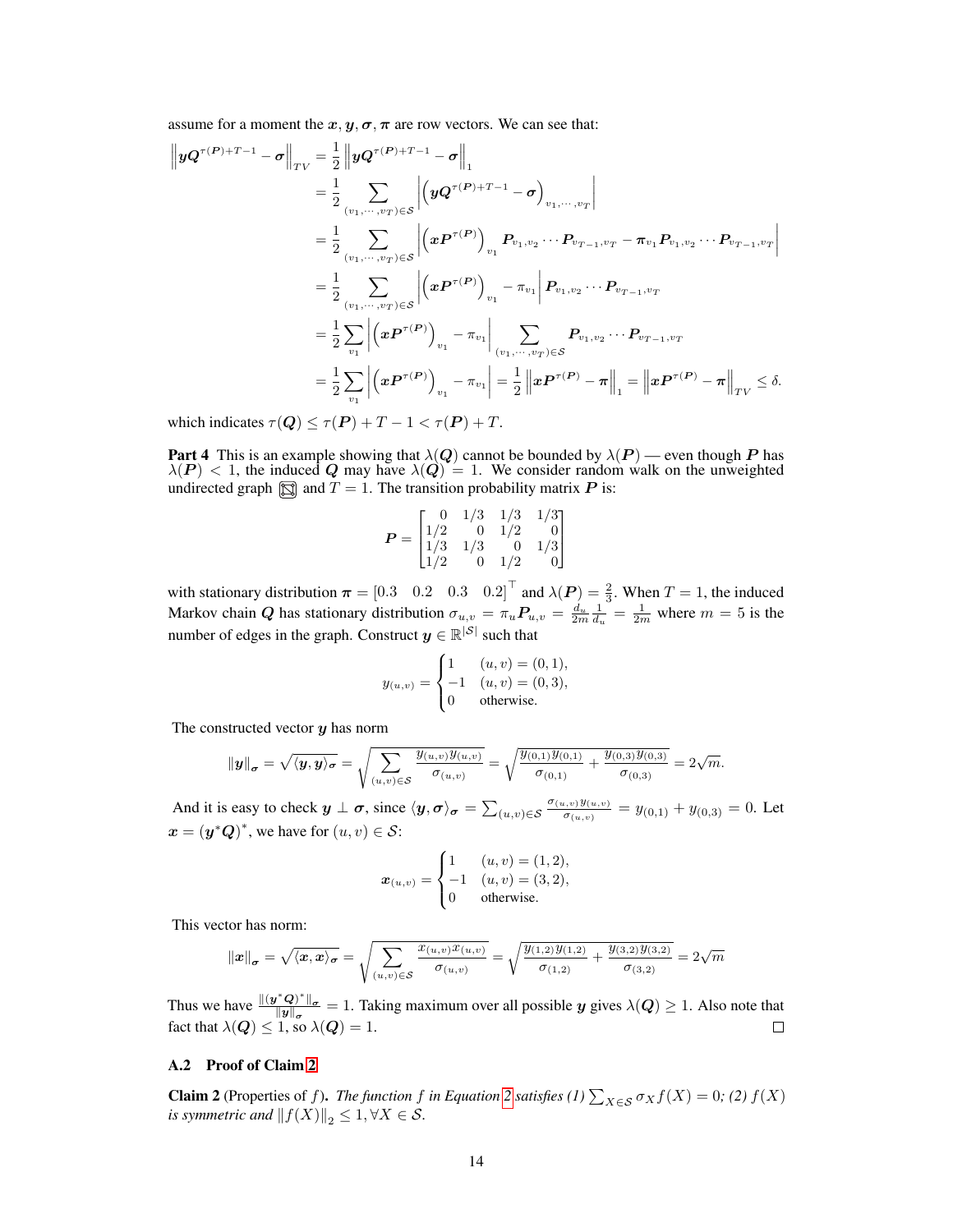assume for a moment the $\boldsymbol{x}, \boldsymbol{y}, \boldsymbol{\sigma}, \boldsymbol{\pi}$ are row vectors. We can see that:

$$
\begin{aligned}
\left\|\boldsymbol{y}\boldsymbol{Q}^{\tau(\boldsymbol{P})+T-1} - \boldsymbol{\sigma}\right\|_{TV} &= \frac{1}{2}\left\|\boldsymbol{y}\boldsymbol{Q}^{\tau(\boldsymbol{P})+T-1} - \boldsymbol{\sigma}\right\|_1 \\
&= \frac{1}{2}\sum_{(v_1,\cdots,v_T)\in\mathcal{S}}\left|\left(\boldsymbol{y}\boldsymbol{Q}^{\tau(\boldsymbol{P})+T-1} - \boldsymbol{\sigma}\right)_{v_1,\cdots,v_T}\right| \\
&= \frac{1}{2}\sum_{(v_1,\cdots,v_T)\in\mathcal{S}}\left|\left(\boldsymbol{x}\boldsymbol{P}^{\tau(\boldsymbol{P})}\right)_{v_1}\boldsymbol{P}_{v_1,v_2}\cdots\boldsymbol{P}_{v_{T-1},v_T} - \boldsymbol{\pi}_{v_1}\boldsymbol{P}_{v_1,v_2}\cdots\boldsymbol{P}_{v_{T-1},v_T}\right| \\
&= \frac{1}{2}\sum_{(v_1,\cdots,v_T)\in\mathcal{S}}\left|\left(\boldsymbol{x}\boldsymbol{P}^{\tau(\boldsymbol{P})}\right)_{v_1} - \pi_{v_1}\right|\boldsymbol{P}_{v_1,v_2}\cdots\boldsymbol{P}_{v_{T-1},v_T} \\
&= \frac{1}{2}\sum_{v_1}\left|\left(\boldsymbol{x}\boldsymbol{P}^{\tau(\boldsymbol{P})}\right)_{v_1} - \pi_{v_1}\right|\sum_{(v_1,\cdots,v_T)\in\mathcal{S}}\boldsymbol{P}_{v_1,v_2}\cdots\boldsymbol{P}_{v_{T-1},v_T} \\
&= \frac{1}{2}\sum_{v_1}\left|\left(\boldsymbol{x}\boldsymbol{P}^{\tau(\boldsymbol{P})}\right)_{v_1} - \pi_{v_1}\right| = \frac{1}{2}\left\|\boldsymbol{x}\boldsymbol{P}^{\tau(\boldsymbol{P})} - \boldsymbol{\pi}\right\|_1 = \left\|\boldsymbol{x}\boldsymbol{P}^{\tau(\boldsymbol{P})} - \boldsymbol{\pi}\right\|_{TV} \leq \delta.
\end{aligned}
$$

which indicates $\tau(\boldsymbol{Q}) \leq \tau(\boldsymbol{P}) + T - 1 < \tau(\boldsymbol{P}) + T$.

**Part 4** This is an example showing that $\lambda(\boldsymbol{Q})$ cannot be bounded by $\lambda(\boldsymbol{P})$ — even though $\boldsymbol{P}$ has $\lambda(\boldsymbol{P}) < 1$, the induced $\boldsymbol{Q}$ may have $\lambda(\boldsymbol{Q}) = 1$. We consider random walk on the unweighted undirected graph [graph] and $T = 1$. The transition probability matrix $\boldsymbol{P}$ is:

$$
\boldsymbol{P} = \begin{bmatrix} 0 & 1/3 & 1/3 & 1/3 \\ 1/2 & 0 & 1/2 & 0 \\ 1/3 & 1/3 & 0 & 1/3 \\ 1/2 & 0 & 1/2 & 0 \end{bmatrix}
$$

with stationary distribution $\boldsymbol{\pi} = \begin{bmatrix} 0.3 & 0.2 & 0.3 & 0.2 \end{bmatrix}^\top$ and $\lambda(\boldsymbol{P}) = \frac{2}{3}$. When $T = 1$, the induced Markov chain $\boldsymbol{Q}$ has stationary distribution $\sigma_{u,v} = \pi_u \boldsymbol{P}_{u,v} = \frac{d_u}{2m}\frac{1}{d_u} = \frac{1}{2m}$ where $m = 5$ is the number of edges in the graph. Construct $\boldsymbol{y} \in \mathbb{R}^{|\mathcal{S}|}$ such that

$$
y_{(u,v)} = \begin{cases} 1 & (u,v) = (0,1), \\ -1 & (u,v) = (0,3), \\ 0 & \text{otherwise.} \end{cases}
$$

The constructed vector $\boldsymbol{y}$ has norm

$$
\|\boldsymbol{y}\|_{\boldsymbol{\sigma}} = \sqrt{\langle \boldsymbol{y}, \boldsymbol{y} \rangle_{\boldsymbol{\sigma}}} = \sqrt{\sum_{(u,v)\in\mathcal{S}} \frac{y_{(u,v)}y_{(u,v)}}{\sigma_{(u,v)}}} = \sqrt{\frac{y_{(0,1)}y_{(0,1)}}{\sigma_{(0,1)}} + \frac{y_{(0,3)}y_{(0,3)}}{\sigma_{(0,3)}}} = 2\sqrt{m}.
$$

And it is easy to check $\boldsymbol{y} \perp \boldsymbol{\sigma}$, since $\langle \boldsymbol{y}, \boldsymbol{\sigma} \rangle_{\boldsymbol{\sigma}} = \sum_{(u,v)\in\mathcal{S}} \frac{\sigma_{(u,v)}y_{(u,v)}}{\sigma_{(u,v)}} = y_{(0,1)} + y_{(0,3)} = 0$. Let $\boldsymbol{x} = (\boldsymbol{y}^*\boldsymbol{Q})^*$, we have for $(u,v) \in \mathcal{S}$:

$$
\boldsymbol{x}_{(u,v)} = \begin{cases} 1 & (u,v) = (1,2), \\ -1 & (u,v) = (3,2), \\ 0 & \text{otherwise.} \end{cases}
$$

This vector has norm:

$$
\|\boldsymbol{x}\|_{\boldsymbol{\sigma}} = \sqrt{\langle \boldsymbol{x}, \boldsymbol{x} \rangle_{\boldsymbol{\sigma}}} = \sqrt{\sum_{(u,v)\in\mathcal{S}} \frac{x_{(u,v)}x_{(u,v)}}{\sigma_{(u,v)}}} = \sqrt{\frac{y_{(1,2)}y_{(1,2)}}{\sigma_{(1,2)}} + \frac{y_{(3,2)}y_{(3,2)}}{\sigma_{(3,2)}}} = 2\sqrt{m}
$$

Thus we have $\frac{\|(\boldsymbol{y}^*\boldsymbol{Q})^*\|_{\boldsymbol{\sigma}}}{\|\boldsymbol{y}\|_{\boldsymbol{\sigma}}} = 1$. Taking maximum over all possible $\boldsymbol{y}$ gives $\lambda(\boldsymbol{Q}) \geq 1$. Also note that fact that $\lambda(\boldsymbol{Q}) \leq 1$, so $\lambda(\boldsymbol{Q}) = 1$. □

### A.2 Proof of Claim 2

**Claim 2** (Properties of $f$). *The function $f$ in Equation 2 satisfies (1) $\sum_{X\in\mathcal{S}} \sigma_X f(X) = 0$; (2) $f(X)$ is symmetric and $\|f(X)\|_2 \leq 1, \forall X \in \mathcal{S}$.*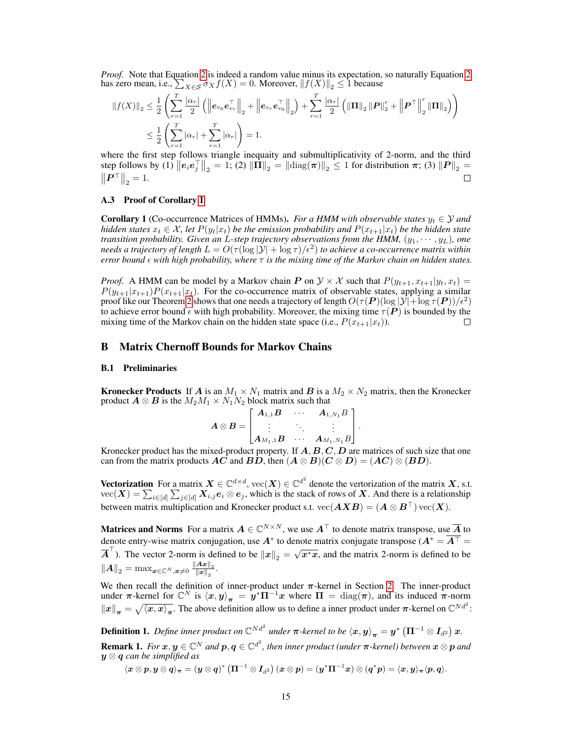*Proof.* Note that Equation 2 is indeed a random value minus its expectation, so naturally Equation 2 has zero mean, i.e., $\sum_{X \in \mathcal{S}} \sigma_X f(X) = 0$. Moreover, $\|f(X)\|_2 \leq 1$ because

$$
\begin{aligned}
\|f(X)\|_2 &\leq \frac{1}{2}\left(\sum_{r=1}^{T} \frac{|\alpha_r|}{2}\left(\left\|\boldsymbol{e}_{v_0}\boldsymbol{e}_{v_r}^\top\right\|_2 + \left\|\boldsymbol{e}_{v_r}\boldsymbol{e}_{v_0}^\top\right\|_2\right) + \sum_{r=1}^{T} \frac{|\alpha_r|}{2}\left(\|\boldsymbol{\Pi}\|_2 \|\boldsymbol{P}\|_2^r + \left\|\boldsymbol{P}^\top\right\|_2^r \|\boldsymbol{\Pi}\|_2\right)\right) \\
&\leq \frac{1}{2}\left(\sum_{r=1}^{T} |\alpha_r| + \sum_{r=1}^{T} |\alpha_r|\right) = 1.
\end{aligned}
$$

where the first step follows triangle inequaty and submultiplicativity of 2-norm, and the third step follows by (1) $\left\|\boldsymbol{e}_i\boldsymbol{e}_j^\top\right\|_2 = 1$; (2) $\|\boldsymbol{\Pi}\|_2 = \|\text{diag}(\boldsymbol{\pi})\|_2 \leq 1$ for distribution $\boldsymbol{\pi}$; (3) $\|\boldsymbol{P}\|_2 = \left\|\boldsymbol{P}^\top\right\|_2 = 1$. ◻

### A.3 Proof of Corollary 1

**Corollary 1** (Co-occurrence Matrices of HMMs). *For a HMM with observable states $y_t \in \mathcal{Y}$ and hidden states $x_t \in \mathcal{X}$, let $P(y_t|x_t)$ be the emission probability and $P(x_{t+1}|x_t)$ be the hidden state transition probability. Given an $L$-step trajectory observations from the HMM, $(y_1, \cdots, y_L)$, one needs a trajectory of length $L = O(\tau(\log|\mathcal{Y}| + \log\tau)/\epsilon^2)$ to achieve a co-occurrence matrix within error bound $\epsilon$ with high probability, where $\tau$ is the mixing time of the Markov chain on hidden states.*

*Proof.* A HMM can be model by a Markov chain $\boldsymbol{P}$ on $\mathcal{Y} \times \mathcal{X}$ such that $P(y_{t+1}, x_{t+1}|y_t, x_t) = P(y_{t+1}|x_{t+1})P(x_{t+1}|x_t)$. For the co-occurrence matrix of observable states, applying a similar proof like our Theorem 2 shows that one needs a trajectory of length $O(\tau(\boldsymbol{P})(\log|\mathcal{Y}| + \log\tau(\boldsymbol{P}))/\epsilon^2)$ to achieve error bound $\epsilon$ with high probability. Moreover, the mixing time $\tau(\boldsymbol{P})$ is bounded by the mixing time of the Markov chain on the hidden state space (i.e., $P(x_{t+1}|x_t)$). ◻

## B Matrix Chernoff Bounds for Markov Chains

### B.1 Preliminaries

**Kronecker Products** If $\boldsymbol{A}$ is an $M_1 \times N_1$ matrix and $\boldsymbol{B}$ is a $M_2 \times N_2$ matrix, then the Kronecker product $\boldsymbol{A} \otimes \boldsymbol{B}$ is the $M_2M_1 \times N_1N_2$ block matrix such that

$$
\boldsymbol{A} \otimes \boldsymbol{B} = \begin{bmatrix} \boldsymbol{A}_{1,1}\boldsymbol{B} & \cdots & \boldsymbol{A}_{1,N_1}B \\ \vdots & \ddots & \vdots \\ \boldsymbol{A}_{M_1,1}\boldsymbol{B} & \cdots & \boldsymbol{A}_{M_1,N_1}B \end{bmatrix}.
$$

Kronecker product has the mixed-product property. If $\boldsymbol{A}, \boldsymbol{B}, \boldsymbol{C}, \boldsymbol{D}$ are matrices of such size that one can from the matrix products $\boldsymbol{AC}$ and $\boldsymbol{BD}$, then $(\boldsymbol{A} \otimes \boldsymbol{B})(\boldsymbol{C} \otimes \boldsymbol{D}) = (\boldsymbol{AC}) \otimes (\boldsymbol{BD})$.

**Vectorization** For a matrix $\boldsymbol{X} \in \mathbb{C}^{d \times d}$, $\text{vec}(\boldsymbol{X}) \in \mathbb{C}^{d^2}$ denote the vertorization of the matrix $\boldsymbol{X}$, s.t. $\text{vec}(\boldsymbol{X}) = \sum_{i \in [d]} \sum_{j \in [d]} \boldsymbol{X}_{i,j}\boldsymbol{e}_i \otimes \boldsymbol{e}_j$, which is the stack of rows of $\boldsymbol{X}$. And there is a relationship between matrix multiplication and Kronecker product s.t. $\text{vec}(\boldsymbol{AXB}) = (\boldsymbol{A} \otimes \boldsymbol{B}^\top)\,\text{vec}(\boldsymbol{X})$.

**Matrices and Norms** For a matrix $\boldsymbol{A} \in \mathbb{C}^{N \times N}$, we use $\boldsymbol{A}^\top$ to denote matrix transpose, use $\overline{\boldsymbol{A}}$ to denote entry-wise matrix conjugation, use $\boldsymbol{A}^*$ to denote matrix conjugate transpose ($\boldsymbol{A}^* = \overline{\boldsymbol{A}^\top} = \overline{\boldsymbol{A}}^\top$). The vector 2-norm is defined to be $\|\boldsymbol{x}\|_2 = \sqrt{\boldsymbol{x}^*\boldsymbol{x}}$, and the matrix 2-norm is defined to be $\|\boldsymbol{A}\|_2 = \max_{\boldsymbol{x} \in \mathbb{C}^N, \boldsymbol{x} \neq 0} \frac{\|\boldsymbol{Ax}\|_2}{\|\boldsymbol{x}\|_2}$.

We then recall the definition of inner-product under $\boldsymbol{\pi}$-kernel in Section 2. The inner-product under $\boldsymbol{\pi}$-kernel for $\mathbb{C}^N$ is $\langle \boldsymbol{x}, \boldsymbol{y} \rangle_{\boldsymbol{\pi}} = \boldsymbol{y}^*\boldsymbol{\Pi}^{-1}\boldsymbol{x}$ where $\boldsymbol{\Pi} = \text{diag}(\boldsymbol{\pi})$, and its induced $\boldsymbol{\pi}$-norm $\|\boldsymbol{x}\|_{\boldsymbol{\pi}} = \sqrt{\langle \boldsymbol{x}, \boldsymbol{x} \rangle_{\boldsymbol{\pi}}}$. The above definition allow us to define a inner product under $\boldsymbol{\pi}$-kernel on $\mathbb{C}^{Nd^2}$:

**Definition 1.** *Define inner product on $\mathbb{C}^{Nd^2}$ under $\boldsymbol{\pi}$-kernel to be $\langle \boldsymbol{x}, \boldsymbol{y} \rangle_{\boldsymbol{\pi}} = \boldsymbol{y}^*\left(\boldsymbol{\Pi}^{-1} \otimes \boldsymbol{I}_{d^2}\right)\boldsymbol{x}$.*

**Remark 1.** *For $\boldsymbol{x}, \boldsymbol{y} \in \mathbb{C}^N$ and $\boldsymbol{p}, \boldsymbol{q} \in \mathbb{C}^{d^2}$, then inner product (under $\boldsymbol{\pi}$-kernel) between $\boldsymbol{x} \otimes \boldsymbol{p}$ and $\boldsymbol{y} \otimes \boldsymbol{q}$ can be simplified as*

$$
\langle \boldsymbol{x} \otimes \boldsymbol{p}, \boldsymbol{y} \otimes \boldsymbol{q} \rangle_{\boldsymbol{\pi}} = (\boldsymbol{y} \otimes \boldsymbol{q})^*\left(\boldsymbol{\Pi}^{-1} \otimes \boldsymbol{I}_{d^2}\right)(\boldsymbol{x} \otimes \boldsymbol{p}) = (\boldsymbol{y}^*\boldsymbol{\Pi}^{-1}\boldsymbol{x}) \otimes (\boldsymbol{q}^*\boldsymbol{p}) = \langle \boldsymbol{x}, \boldsymbol{y} \rangle_{\boldsymbol{\pi}} \langle \boldsymbol{p}, \boldsymbol{q} \rangle.
$$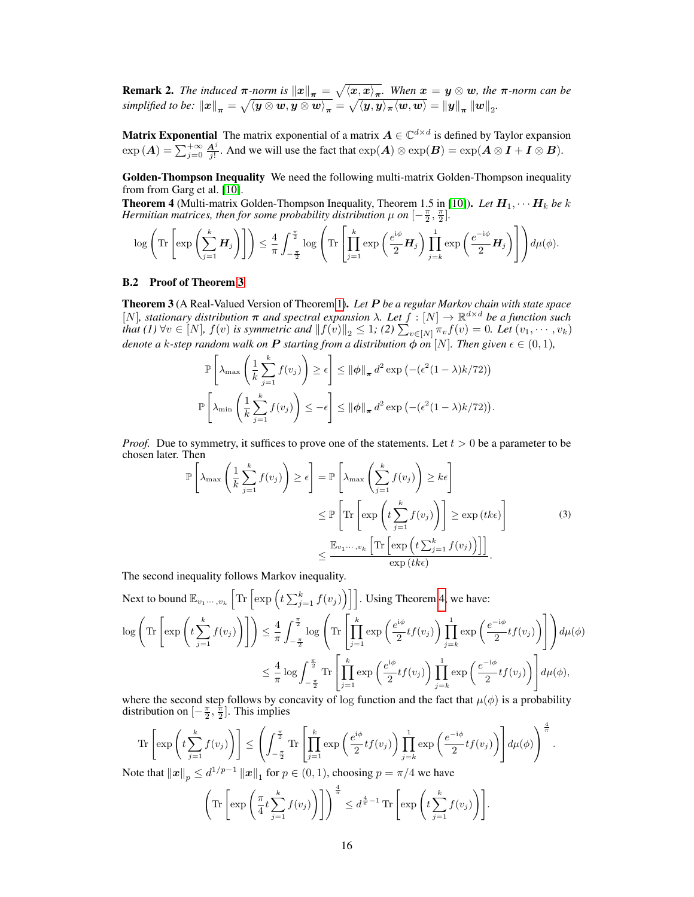**Remark 2.** *The induced $\pi$-norm is $\|\boldsymbol{x}\|_{\boldsymbol{\pi}} = \sqrt{\langle \boldsymbol{x}, \boldsymbol{x}\rangle_{\boldsymbol{\pi}}}$. When $\boldsymbol{x} = \boldsymbol{y} \otimes \boldsymbol{w}$, the $\pi$-norm can be simplified to be: $\|\boldsymbol{x}\|_{\boldsymbol{\pi}} = \sqrt{\langle \boldsymbol{y}\otimes\boldsymbol{w}, \boldsymbol{y}\otimes\boldsymbol{w}\rangle_{\boldsymbol{\pi}}} = \sqrt{\langle \boldsymbol{y}, \boldsymbol{y}\rangle_{\boldsymbol{\pi}}\langle \boldsymbol{w}, \boldsymbol{w}\rangle} = \|\boldsymbol{y}\|_{\boldsymbol{\pi}}\|\boldsymbol{w}\|_2$.*

**Matrix Exponential** The matrix exponential of a matrix $\boldsymbol{A} \in \mathbb{C}^{d\times d}$ is defined by Taylor expansion $\exp(\boldsymbol{A}) = \sum_{j=0}^{+\infty} \frac{\boldsymbol{A}^j}{j!}$. And we will use the fact that $\exp(\boldsymbol{A}) \otimes \exp(\boldsymbol{B}) = \exp(\boldsymbol{A}\otimes \boldsymbol{I} + \boldsymbol{I} \otimes \boldsymbol{B})$.

**Golden-Thompson Inequality** We need the following multi-matrix Golden-Thompson inequality from from Garg et al. [10].

**Theorem 4** (Multi-matrix Golden-Thompson Inequality, Theorem 1.5 in [10])**.** *Let $\boldsymbol{H}_1, \cdots \boldsymbol{H}_k$ be $k$ Hermitian matrices, then for some probability distribution $\mu$ on $[-\frac{\pi}{2}, \frac{\pi}{2}]$.*

$$\log\left(\operatorname{Tr}\left[\exp\left(\sum_{j=1}^{k}\boldsymbol{H}_j\right)\right]\right) \le \frac{4}{\pi}\int_{-\frac{\pi}{2}}^{\frac{\pi}{2}} \log\left(\operatorname{Tr}\left[\prod_{j=1}^{k}\exp\left(\frac{e^{\mathrm{i}\phi}}{2}\boldsymbol{H}_j\right)\prod_{j=k}^{1}\exp\left(\frac{e^{-\mathrm{i}\phi}}{2}\boldsymbol{H}_j\right)\right]\right) d\mu(\phi).$$

### B.2 Proof of Theorem 3

**Theorem 3** (A Real-Valued Version of Theorem 1)**.** *Let $\boldsymbol{P}$ be a regular Markov chain with state space $[N]$, stationary distribution $\boldsymbol{\pi}$ and spectral expansion $\lambda$. Let $f : [N] \to \mathbb{R}^{d\times d}$ be a function such that (1) $\forall v \in [N]$, $f(v)$ is symmetric and $\|f(v)\|_2 \le 1$; (2) $\sum_{v\in[N]} \pi_v f(v) = 0$. Let $(v_1, \cdots, v_k)$ denote a $k$-step random walk on $\boldsymbol{P}$ starting from a distribution $\boldsymbol{\phi}$ on $[N]$. Then given $\epsilon \in (0, 1)$,*

$$\mathbb{P}\left[\lambda_{\max}\left(\frac{1}{k}\sum_{j=1}^{k} f(v_j)\right) \ge \epsilon\right] \le \|\boldsymbol{\phi}\|_{\boldsymbol{\pi}}\, d^2 \exp\left(-(\epsilon^2(1-\lambda)k/72)\right)$$

$$\mathbb{P}\left[\lambda_{\min}\left(\frac{1}{k}\sum_{j=1}^{k} f(v_j)\right) \le -\epsilon\right] \le \|\boldsymbol{\phi}\|_{\boldsymbol{\pi}}\, d^2 \exp\left(-(\epsilon^2(1-\lambda)k/72)\right).$$

*Proof.* Due to symmetry, it suffices to prove one of the statements. Let $t > 0$ be a parameter to be chosen later. Then

$$\begin{aligned}
\mathbb{P}\left[\lambda_{\max}\left(\frac{1}{k}\sum_{j=1}^{k} f(v_j)\right) \ge \epsilon\right] &= \mathbb{P}\left[\lambda_{\max}\left(\sum_{j=1}^{k} f(v_j)\right) \ge k\epsilon\right] \\
&\le \mathbb{P}\left[\operatorname{Tr}\left[\exp\left(t\sum_{j=1}^{k} f(v_j)\right)\right] \ge \exp(tk\epsilon)\right] \\
&\le \frac{\mathbb{E}_{v_1\cdots,v_k}\left[\operatorname{Tr}\left[\exp\left(t\sum_{j=1}^{k} f(v_j)\right)\right]\right]}{\exp(tk\epsilon)}.
\end{aligned} \tag{3}$$

The second inequality follows Markov inequality.

Next to bound $\mathbb{E}_{v_1\cdots,v_k}\left[\operatorname{Tr}\left[\exp\left(t\sum_{j=1}^{k} f(v_j)\right)\right]\right]$. Using Theorem 4, we have:

$$\begin{aligned}
\log\left(\operatorname{Tr}\left[\exp\left(t\sum_{j=1}^{k} f(v_j)\right)\right]\right) &\le \frac{4}{\pi}\int_{-\frac{\pi}{2}}^{\frac{\pi}{2}} \log\left(\operatorname{Tr}\left[\prod_{j=1}^{k}\exp\left(\frac{e^{\mathrm{i}\phi}}{2}tf(v_j)\right)\prod_{j=k}^{1}\exp\left(\frac{e^{-\mathrm{i}\phi}}{2}tf(v_j)\right)\right]\right) d\mu(\phi) \\
&\le \frac{4}{\pi}\log \int_{-\frac{\pi}{2}}^{\frac{\pi}{2}} \operatorname{Tr}\left[\prod_{j=1}^{k}\exp\left(\frac{e^{\mathrm{i}\phi}}{2}tf(v_j)\right)\prod_{j=k}^{1}\exp\left(\frac{e^{-\mathrm{i}\phi}}{2}tf(v_j)\right)\right] d\mu(\phi),
\end{aligned}$$

where the second step follows by concavity of log function and the fact that $\mu(\phi)$ is a probability distribution on $[-\frac{\pi}{2}, \frac{\pi}{2}]$. This implies

$$\operatorname{Tr}\left[\exp\left(t\sum_{j=1}^{k} f(v_j)\right)\right] \le \left(\int_{-\frac{\pi}{2}}^{\frac{\pi}{2}} \operatorname{Tr}\left[\prod_{j=1}^{k}\exp\left(\frac{e^{\mathrm{i}\phi}}{2}tf(v_j)\right)\prod_{j=k}^{1}\exp\left(\frac{e^{-\mathrm{i}\phi}}{2}tf(v_j)\right)\right] d\mu(\phi)\right)^{\frac{4}{\pi}}.$$

Note that $\|\boldsymbol{x}\|_p \le d^{1/p-1}\|\boldsymbol{x}\|_1$ for $p \in (0, 1)$, choosing $p = \pi/4$ we have

$$\left(\operatorname{Tr}\left[\exp\left(\frac{\pi}{4}t\sum_{j=1}^{k} f(v_j)\right)\right]\right)^{\frac{4}{\pi}} \le d^{\frac{4}{\pi}-1}\operatorname{Tr}\left[\exp\left(t\sum_{j=1}^{k} f(v_j)\right)\right].$$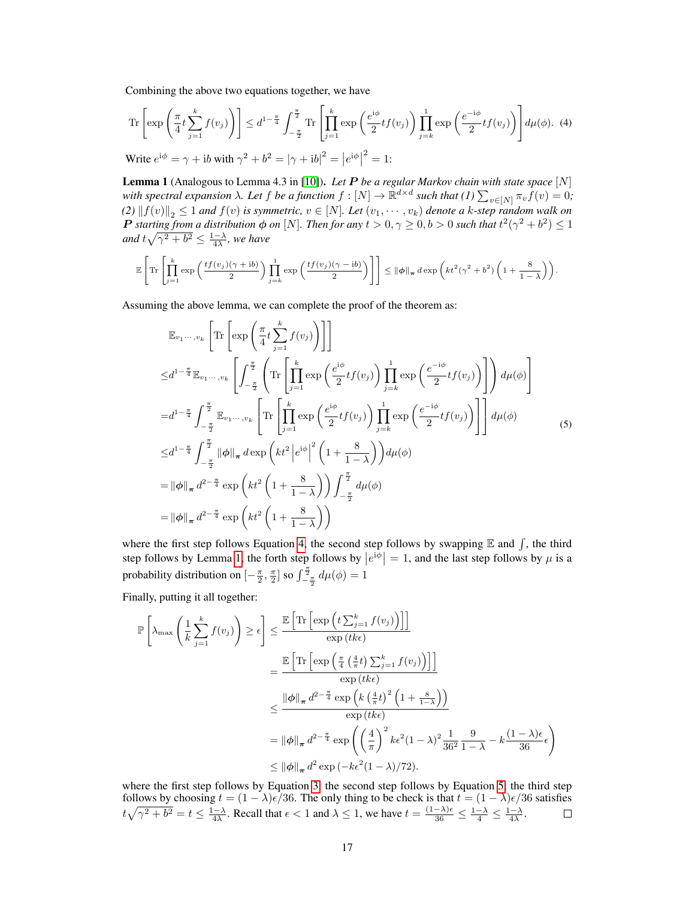Combining the above two equations together, we have

$$\operatorname{Tr}\left[\exp\left(\frac{\pi}{4}t\sum_{j=1}^{k}f(v_j)\right)\right] \le d^{1-\frac{\pi}{4}}\int_{-\frac{\pi}{2}}^{\frac{\pi}{2}}\operatorname{Tr}\left[\prod_{j=1}^{k}\exp\left(\frac{e^{\mathrm{i}\phi}}{2}tf(v_j)\right)\prod_{j=k}^{1}\exp\left(\frac{e^{-\mathrm{i}\phi}}{2}tf(v_j)\right)\right]d\mu(\phi). \quad (4)$$

Write $e^{\mathrm{i}\phi} = \gamma + \mathrm{i}b$ with $\gamma^2 + b^2 = |\gamma + \mathrm{i}b|^2 = \left|e^{\mathrm{i}\phi}\right|^2 = 1$:

**Lemma 1** (Analogous to Lemma 4.3 in [10]). *Let $\boldsymbol{P}$ be a regular Markov chain with state space $[N]$ with spectral expansion $\lambda$. Let $f$ be a function $f : [N] \to \mathbb{R}^{d\times d}$ such that (1) $\sum_{v\in[N]}\pi_v f(v) = 0$; (2) $\|f(v)\|_2 \le 1$ and $f(v)$ is symmetric, $v \in [N]$. Let $(v_1, \cdots, v_k)$ denote a $k$-step random walk on $\boldsymbol{P}$ starting from a distribution $\phi$ on $[N]$. Then for any $t > 0, \gamma \ge 0, b > 0$ such that $t^2(\gamma^2 + b^2) \le 1$ and $t\sqrt{\gamma^2 + b^2} \le \frac{1-\lambda}{4\lambda}$, we have*

$$\mathbb{E}\left[\operatorname{Tr}\left[\prod_{j=1}^{k}\exp\left(\frac{tf(v_j)(\gamma+\mathrm{i}b)}{2}\right)\prod_{j=k}^{1}\exp\left(\frac{tf(v_j)(\gamma-\mathrm{i}b)}{2}\right)\right]\right] \le \|\boldsymbol{\phi}\|_{\boldsymbol{\pi}}\, d\exp\left(kt^2(\gamma^2+b^2)\left(1+\frac{8}{1-\lambda}\right)\right).$$

Assuming the above lemma, we can complete the proof of the theorem as:

$$\begin{aligned}
&\mathbb{E}_{v_1\cdots,v_k}\left[\operatorname{Tr}\left[\exp\left(\frac{\pi}{4}t\sum_{j=1}^{k}f(v_j)\right)\right]\right] \\
\le& d^{1-\frac{\pi}{4}}\mathbb{E}_{v_1\cdots,v_k}\left[\int_{-\frac{\pi}{2}}^{\frac{\pi}{2}}\left(\operatorname{Tr}\left[\prod_{j=1}^{k}\exp\left(\frac{e^{\mathrm{i}\phi}}{2}tf(v_j)\right)\prod_{j=k}^{1}\exp\left(\frac{e^{-\mathrm{i}\phi}}{2}tf(v_j)\right)\right]\right)d\mu(\phi)\right] \\
=& d^{1-\frac{\pi}{4}}\int_{-\frac{\pi}{2}}^{\frac{\pi}{2}}\mathbb{E}_{v_1\cdots,v_k}\left[\operatorname{Tr}\left[\prod_{j=1}^{k}\exp\left(\frac{e^{\mathrm{i}\phi}}{2}tf(v_j)\right)\prod_{j=k}^{1}\exp\left(\frac{e^{-\mathrm{i}\phi}}{2}tf(v_j)\right)\right]\right]d\mu(\phi) \\
\le& d^{1-\frac{\pi}{4}}\int_{-\frac{\pi}{2}}^{\frac{\pi}{2}}\|\boldsymbol{\phi}\|_{\boldsymbol{\pi}}\, d\exp\left(kt^2\left|e^{\mathrm{i}\phi}\right|^2\left(1+\frac{8}{1-\lambda}\right)\right)d\mu(\phi) \\
=& \|\boldsymbol{\phi}\|_{\boldsymbol{\pi}}\, d^{2-\frac{\pi}{4}}\exp\left(kt^2\left(1+\frac{8}{1-\lambda}\right)\right)\int_{-\frac{\pi}{2}}^{\frac{\pi}{2}}d\mu(\phi) \\
=& \|\boldsymbol{\phi}\|_{\boldsymbol{\pi}}\, d^{2-\frac{\pi}{4}}\exp\left(kt^2\left(1+\frac{8}{1-\lambda}\right)\right)
\end{aligned} \quad (5)$$

where the first step follows Equation 4, the second step follows by swapping $\mathbb{E}$ and $\int$, the third step follows by Lemma 1, the forth step follows by $\left|e^{\mathrm{i}\phi}\right| = 1$, and the last step follows by $\mu$ is a probability distribution on $[-\frac{\pi}{2}, \frac{\pi}{2}]$ so $\int_{-\frac{\pi}{2}}^{\frac{\pi}{2}}d\mu(\phi) = 1$

Finally, putting it all together:

$$\begin{aligned}
\mathbb{P}\left[\lambda_{\max}\left(\frac{1}{k}\sum_{j=1}^{k}f(v_j)\right) \ge \epsilon\right] &\le \frac{\mathbb{E}\left[\operatorname{Tr}\left[\exp\left(t\sum_{j=1}^{k}f(v_j)\right)\right]\right]}{\exp(tk\epsilon)} \\
&= \frac{\mathbb{E}\left[\operatorname{Tr}\left[\exp\left(\frac{\pi}{4}\left(\frac{4}{\pi}t\right)\sum_{j=1}^{k}f(v_j)\right)\right]\right]}{\exp(tk\epsilon)} \\
&\le \frac{\|\boldsymbol{\phi}\|_{\boldsymbol{\pi}}\, d^{2-\frac{\pi}{4}}\exp\left(k\left(\frac{4}{\pi}t\right)^2\left(1+\frac{8}{1-\lambda}\right)\right)}{\exp(tk\epsilon)} \\
&= \|\boldsymbol{\phi}\|_{\boldsymbol{\pi}}\, d^{2-\frac{\pi}{4}}\exp\left(\left(\frac{4}{\pi}\right)^2 k\epsilon^2(1-\lambda)^2\frac{1}{36^2}\frac{9}{1-\lambda} - k\frac{(1-\lambda)\epsilon}{36}\epsilon\right) \\
&\le \|\boldsymbol{\phi}\|_{\boldsymbol{\pi}}\, d^2\exp\left(-k\epsilon^2(1-\lambda)/72\right).
\end{aligned}$$

where the first step follows by Equation 3, the second step follows by Equation 5, the third step follows by choosing $t = (1-\lambda)\epsilon/36$. The only thing to be check is that $t = (1-\lambda)\epsilon/36$ satisfies $t\sqrt{\gamma^2+b^2} = t \le \frac{1-\lambda}{4\lambda}$. Recall that $\epsilon < 1$ and $\lambda \le 1$, we have $t = \frac{(1-\lambda)\epsilon}{36} \le \frac{1-\lambda}{4} \le \frac{1-\lambda}{4\lambda}$. $\square$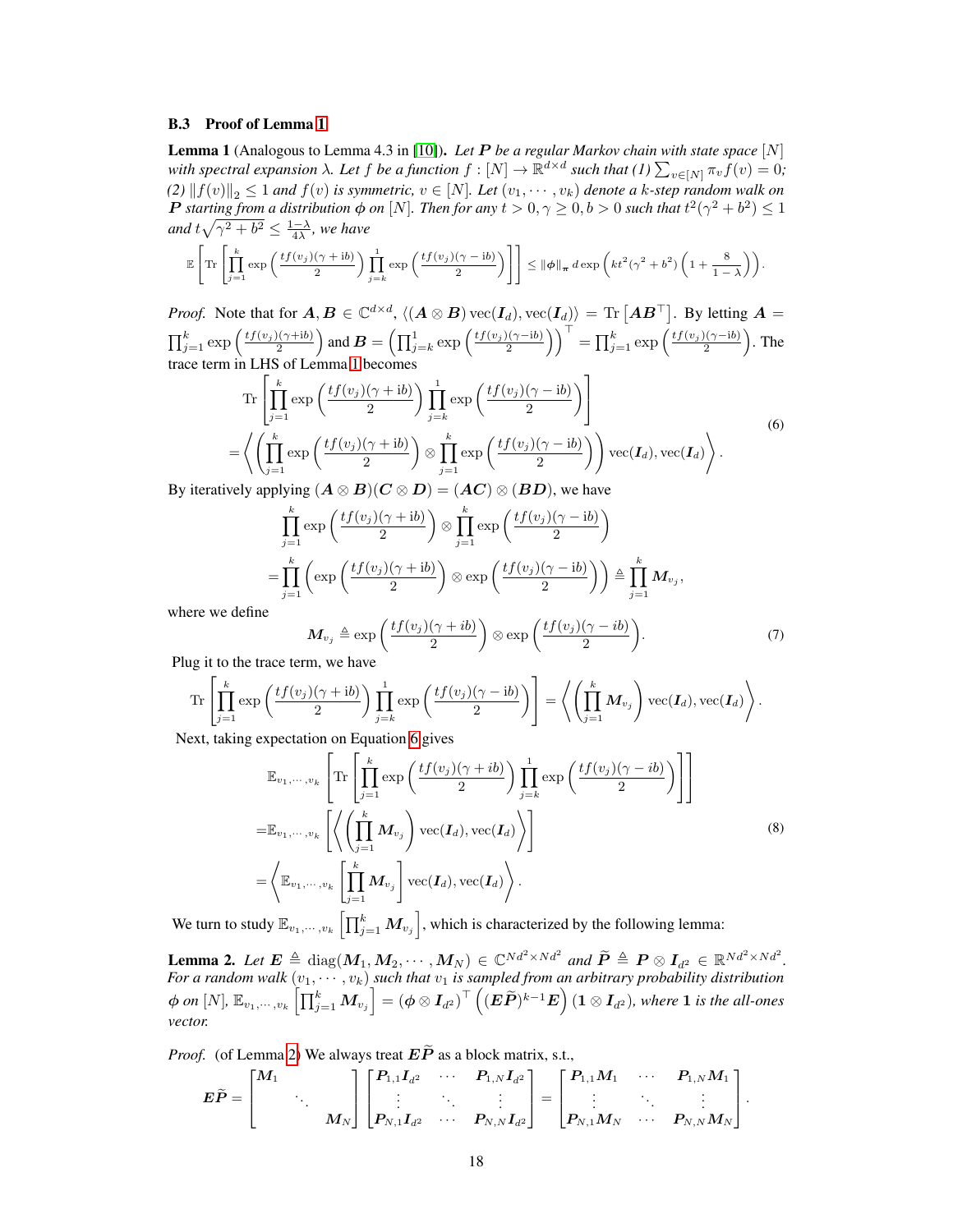### B.3 Proof of Lemma 1

**Lemma 1** (Analogous to Lemma 4.3 in [10]). *Let $\boldsymbol{P}$ be a regular Markov chain with state space $[N]$ with spectral expansion $\lambda$. Let $f$ be a function $f : [N] \to \mathbb{R}^{d\times d}$ such that (1) $\sum_{v\in[N]} \pi_v f(v) = 0$; (2) $\|f(v)\|_2 \leq 1$ and $f(v)$ is symmetric, $v \in [N]$. Let $(v_1, \cdots, v_k)$ denote a $k$-step random walk on $\boldsymbol{P}$ starting from a distribution $\boldsymbol{\phi}$ on $[N]$. Then for any $t > 0, \gamma \geq 0, b > 0$ such that $t^2(\gamma^2 + b^2) \leq 1$ and $t\sqrt{\gamma^2 + b^2} \leq \frac{1-\lambda}{4\lambda}$, we have*

$$\mathbb{E}\left[\operatorname{Tr}\left[\prod_{j=1}^{k}\exp\left(\frac{tf(v_j)(\gamma+\mathrm{i}b)}{2}\right)\prod_{j=k}^{1}\exp\left(\frac{tf(v_j)(\gamma-\mathrm{i}b)}{2}\right)\right]\right] \leq \|\boldsymbol{\phi}\|_{\boldsymbol{\pi}}\, d\exp\left(kt^2(\gamma^2+b^2)\left(1+\frac{8}{1-\lambda}\right)\right).$$

*Proof.* Note that for $\boldsymbol{A}, \boldsymbol{B} \in \mathbb{C}^{d\times d}$, $\langle (\boldsymbol{A}\otimes\boldsymbol{B})\operatorname{vec}(\boldsymbol{I}_d), \operatorname{vec}(\boldsymbol{I}_d)\rangle = \operatorname{Tr}\left[\boldsymbol{A}\boldsymbol{B}^\top\right]$. By letting $\boldsymbol{A} = \prod_{j=1}^{k}\exp\left(\frac{tf(v_j)(\gamma+\mathrm{i}b)}{2}\right)$ and $\boldsymbol{B} = \left(\prod_{j=k}^{1}\exp\left(\frac{tf(v_j)(\gamma-\mathrm{i}b)}{2}\right)\right)^\top = \prod_{j=1}^{k}\exp\left(\frac{tf(v_j)(\gamma-\mathrm{i}b)}{2}\right)$. The trace term in LHS of Lemma 1 becomes

$$\begin{aligned}
&\operatorname{Tr}\left[\prod_{j=1}^{k}\exp\left(\frac{tf(v_j)(\gamma+\mathrm{i}b)}{2}\right)\prod_{j=k}^{1}\exp\left(\frac{tf(v_j)(\gamma-\mathrm{i}b)}{2}\right)\right] \\
=&\left\langle\left(\prod_{j=1}^{k}\exp\left(\frac{tf(v_j)(\gamma+\mathrm{i}b)}{2}\right)\otimes\prod_{j=1}^{k}\exp\left(\frac{tf(v_j)(\gamma-\mathrm{i}b)}{2}\right)\right)\operatorname{vec}(\boldsymbol{I}_d), \operatorname{vec}(\boldsymbol{I}_d)\right\rangle.
\end{aligned} \tag{6}$$

By iteratively applying $(\boldsymbol{A}\otimes\boldsymbol{B})(\boldsymbol{C}\otimes\boldsymbol{D}) = (\boldsymbol{AC})\otimes(\boldsymbol{BD})$, we have

$$\begin{aligned}
&\prod_{j=1}^{k}\exp\left(\frac{tf(v_j)(\gamma+\mathrm{i}b)}{2}\right)\otimes\prod_{j=1}^{k}\exp\left(\frac{tf(v_j)(\gamma-\mathrm{i}b)}{2}\right) \\
=&\prod_{j=1}^{k}\left(\exp\left(\frac{tf(v_j)(\gamma+\mathrm{i}b)}{2}\right)\otimes\exp\left(\frac{tf(v_j)(\gamma-\mathrm{i}b)}{2}\right)\right) \triangleq \prod_{j=1}^{k}\boldsymbol{M}_{v_j},
\end{aligned}$$

where we define

$$\boldsymbol{M}_{v_j} \triangleq \exp\left(\frac{tf(v_j)(\gamma+ib)}{2}\right)\otimes\exp\left(\frac{tf(v_j)(\gamma-ib)}{2}\right). \tag{7}$$

Plug it to the trace term, we have

$$\operatorname{Tr}\left[\prod_{j=1}^{k}\exp\left(\frac{tf(v_j)(\gamma+\mathrm{i}b)}{2}\right)\prod_{j=k}^{1}\exp\left(\frac{tf(v_j)(\gamma-\mathrm{i}b)}{2}\right)\right] = \left\langle\left(\prod_{j=1}^{k}\boldsymbol{M}_{v_j}\right)\operatorname{vec}(\boldsymbol{I}_d), \operatorname{vec}(\boldsymbol{I}_d)\right\rangle.$$

Next, taking expectation on Equation 6 gives

$$\begin{aligned}
&\mathbb{E}_{v_1,\cdots,v_k}\left[\operatorname{Tr}\left[\prod_{j=1}^{k}\exp\left(\frac{tf(v_j)(\gamma+ib)}{2}\right)\prod_{j=k}^{1}\exp\left(\frac{tf(v_j)(\gamma-ib)}{2}\right)\right]\right] \\
=&\mathbb{E}_{v_1,\cdots,v_k}\left[\left\langle\left(\prod_{j=1}^{k}\boldsymbol{M}_{v_j}\right)\operatorname{vec}(\boldsymbol{I}_d), \operatorname{vec}(\boldsymbol{I}_d)\right\rangle\right] \\
=&\left\langle\mathbb{E}_{v_1,\cdots,v_k}\left[\prod_{j=1}^{k}\boldsymbol{M}_{v_j}\right]\operatorname{vec}(\boldsymbol{I}_d), \operatorname{vec}(\boldsymbol{I}_d)\right\rangle.
\end{aligned} \tag{8}$$

We turn to study $\mathbb{E}_{v_1,\cdots,v_k}\left[\prod_{j=1}^{k}\boldsymbol{M}_{v_j}\right]$, which is characterized by the following lemma:

**Lemma 2.** *Let $\boldsymbol{E} \triangleq \operatorname{diag}(\boldsymbol{M}_1, \boldsymbol{M}_2, \cdots, \boldsymbol{M}_N) \in \mathbb{C}^{Nd^2\times Nd^2}$ and $\widetilde{\boldsymbol{P}} \triangleq \boldsymbol{P}\otimes\boldsymbol{I}_{d^2} \in \mathbb{R}^{Nd^2\times Nd^2}$. For a random walk $(v_1, \cdots, v_k)$ such that $v_1$ is sampled from an arbitrary probability distribution $\boldsymbol{\phi}$ on $[N]$, $\mathbb{E}_{v_1,\cdots,v_k}\left[\prod_{j=1}^{k}\boldsymbol{M}_{v_j}\right] = (\boldsymbol{\phi}\otimes\boldsymbol{I}_{d^2})^\top\left((\boldsymbol{E}\widetilde{\boldsymbol{P}})^{k-1}\boldsymbol{E}\right)(\boldsymbol{1}\otimes\boldsymbol{I}_{d^2})$, where $\boldsymbol{1}$ is the all-ones vector.*

*Proof.* (of Lemma 2) We always treat $\boldsymbol{E}\widetilde{\boldsymbol{P}}$ as a block matrix, s.t.,

$$\boldsymbol{E}\widetilde{\boldsymbol{P}} = \begin{bmatrix}\boldsymbol{M}_1 & & \\ & \ddots & \\ & & \boldsymbol{M}_N\end{bmatrix}\begin{bmatrix}\boldsymbol{P}_{1,1}\boldsymbol{I}_{d^2} & \cdots & \boldsymbol{P}_{1,N}\boldsymbol{I}_{d^2} \\ \vdots & \ddots & \vdots \\ \boldsymbol{P}_{N,1}\boldsymbol{I}_{d^2} & \cdots & \boldsymbol{P}_{N,N}\boldsymbol{I}_{d^2}\end{bmatrix} = \begin{bmatrix}\boldsymbol{P}_{1,1}\boldsymbol{M}_1 & \cdots & \boldsymbol{P}_{1,N}\boldsymbol{M}_1 \\ \vdots & \ddots & \vdots \\ \boldsymbol{P}_{N,1}\boldsymbol{M}_N & \cdots & \boldsymbol{P}_{N,N}\boldsymbol{M}_N\end{bmatrix}.$$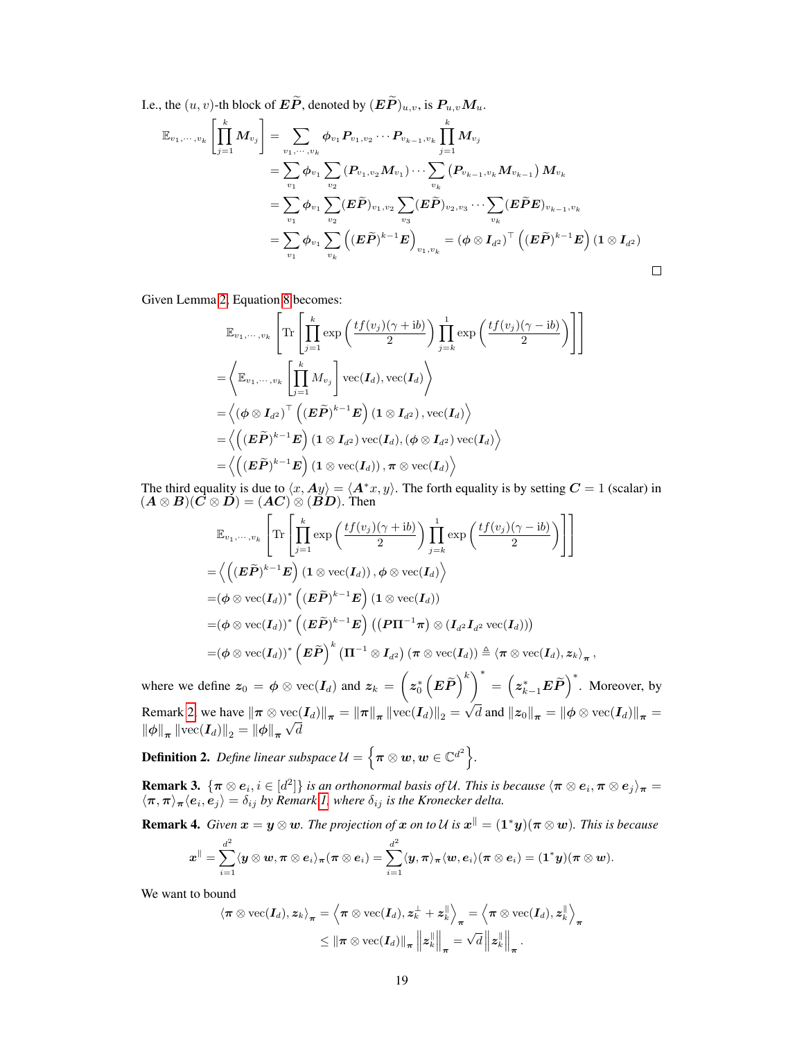I.e., the $(u, v)$-th block of $\boldsymbol{E}\widetilde{\boldsymbol{P}}$, denoted by $(\boldsymbol{E}\widetilde{\boldsymbol{P}})_{u,v}$, is $\boldsymbol{P}_{u,v}\boldsymbol{M}_u$.

$$
\begin{aligned}
\mathbb{E}_{v_1,\cdots,v_k}\left[\prod_{j=1}^{k}\boldsymbol{M}_{v_j}\right] &= \sum_{v_1,\cdots,v_k}\boldsymbol{\phi}_{v_1}\boldsymbol{P}_{v_1,v_2}\cdots\boldsymbol{P}_{v_{k-1},v_k}\prod_{j=1}^{k}\boldsymbol{M}_{v_j}\\
&= \sum_{v_1}\boldsymbol{\phi}_{v_1}\sum_{v_2}(\boldsymbol{P}_{v_1,v_2}\boldsymbol{M}_{v_1})\cdots\sum_{v_k}(\boldsymbol{P}_{v_{k-1},v_k}\boldsymbol{M}_{v_{k-1}})\,\boldsymbol{M}_{v_k}\\
&= \sum_{v_1}\boldsymbol{\phi}_{v_1}\sum_{v_2}(\boldsymbol{E}\widetilde{\boldsymbol{P}})_{v_1,v_2}\sum_{v_3}(\boldsymbol{E}\widetilde{\boldsymbol{P}})_{v_2,v_3}\cdots\sum_{v_k}(\boldsymbol{E}\widetilde{\boldsymbol{P}}\boldsymbol{E})_{v_{k-1},v_k}\\
&= \sum_{v_1}\boldsymbol{\phi}_{v_1}\sum_{v_k}\left((\boldsymbol{E}\widetilde{\boldsymbol{P}})^{k-1}\boldsymbol{E}\right)_{v_1,v_k} = (\boldsymbol{\phi}\otimes\boldsymbol{I}_{d^2})^\top\left((\boldsymbol{E}\widetilde{\boldsymbol{P}})^{k-1}\boldsymbol{E}\right)(\boldsymbol{1}\otimes\boldsymbol{I}_{d^2})
\end{aligned}
$$

□

Given Lemma 2, Equation 8 becomes:

$$
\begin{aligned}
&\mathbb{E}_{v_1,\cdots,v_k}\left[\mathrm{Tr}\left[\prod_{j=1}^{k}\exp\left(\frac{tf(v_j)(\gamma+\mathrm{i}b)}{2}\right)\prod_{j=k}^{1}\exp\left(\frac{tf(v_j)(\gamma-\mathrm{i}b)}{2}\right)\right]\right]\\
=&\left\langle\mathbb{E}_{v_1,\cdots,v_k}\left[\prod_{j=1}^{k}M_{v_j}\right]\mathrm{vec}(\boldsymbol{I}_d),\mathrm{vec}(\boldsymbol{I}_d)\right\rangle\\
=&\left\langle(\boldsymbol{\phi}\otimes\boldsymbol{I}_{d^2})^\top\left((\boldsymbol{E}\widetilde{\boldsymbol{P}})^{k-1}\boldsymbol{E}\right)(\boldsymbol{1}\otimes\boldsymbol{I}_{d^2}),\mathrm{vec}(\boldsymbol{I}_d)\right\rangle\\
=&\left\langle\left((\boldsymbol{E}\widetilde{\boldsymbol{P}})^{k-1}\boldsymbol{E}\right)(\boldsymbol{1}\otimes\boldsymbol{I}_{d^2})\mathrm{vec}(\boldsymbol{I}_d),(\boldsymbol{\phi}\otimes\boldsymbol{I}_{d^2})\mathrm{vec}(\boldsymbol{I}_d)\right\rangle\\
=&\left\langle\left((\boldsymbol{E}\widetilde{\boldsymbol{P}})^{k-1}\boldsymbol{E}\right)(\boldsymbol{1}\otimes\mathrm{vec}(\boldsymbol{I}_d)),\boldsymbol{\pi}\otimes\mathrm{vec}(\boldsymbol{I}_d)\right\rangle
\end{aligned}
$$

The third equality is due to $\langle x, \boldsymbol{A}y\rangle = \langle\boldsymbol{A}^* x, y\rangle$. The forth equality is by setting $\boldsymbol{C} = 1$ (scalar) in $(\boldsymbol{A}\otimes\boldsymbol{B})(\boldsymbol{C}\otimes\boldsymbol{D}) = (\boldsymbol{AC})\otimes(\boldsymbol{BD})$. Then

$$
\begin{aligned}
&\mathbb{E}_{v_1,\cdots,v_k}\left[\mathrm{Tr}\left[\prod_{j=1}^{k}\exp\left(\frac{tf(v_j)(\gamma+\mathrm{i}b)}{2}\right)\prod_{j=k}^{1}\exp\left(\frac{tf(v_j)(\gamma-\mathrm{i}b)}{2}\right)\right]\right]\\
=&\left\langle\left((\boldsymbol{E}\widetilde{\boldsymbol{P}})^{k-1}\boldsymbol{E}\right)(1\otimes\mathrm{vec}(\boldsymbol{I}_d)),\boldsymbol{\phi}\otimes\mathrm{vec}(\boldsymbol{I}_d)\right\rangle\\
=&(\boldsymbol{\phi}\otimes\mathrm{vec}(\boldsymbol{I}_d))^*\left((\boldsymbol{E}\widetilde{\boldsymbol{P}})^{k-1}\boldsymbol{E}\right)(\boldsymbol{1}\otimes\mathrm{vec}(\boldsymbol{I}_d))\\
=&(\boldsymbol{\phi}\otimes\mathrm{vec}(\boldsymbol{I}_d))^*\left((\boldsymbol{E}\widetilde{\boldsymbol{P}})^{k-1}\boldsymbol{E}\right)\left((\boldsymbol{P}\boldsymbol{\Pi}^{-1}\boldsymbol{\pi})\otimes(\boldsymbol{I}_{d^2}\boldsymbol{I}_{d^2}\,\mathrm{vec}(\boldsymbol{I}_d))\right)\\
=&(\boldsymbol{\phi}\otimes\mathrm{vec}(\boldsymbol{I}_d))^*\left(\boldsymbol{E}\widetilde{\boldsymbol{P}}\right)^k(\boldsymbol{\Pi}^{-1}\otimes\boldsymbol{I}_{d^2})(\boldsymbol{\pi}\otimes\mathrm{vec}(\boldsymbol{I}_d))\triangleq\langle\boldsymbol{\pi}\otimes\mathrm{vec}(\boldsymbol{I}_d),\boldsymbol{z}_k\rangle_{\boldsymbol{\pi}},
\end{aligned}
$$

where we define $\boldsymbol{z}_0 = \boldsymbol{\phi}\otimes\mathrm{vec}(\boldsymbol{I}_d)$ and $\boldsymbol{z}_k = \left(\boldsymbol{z}_0^*\left(\boldsymbol{E}\widetilde{\boldsymbol{P}}\right)^k\right)^* = \left(\boldsymbol{z}_{k-1}^*\boldsymbol{E}\widetilde{\boldsymbol{P}}\right)^*$. Moreover, by Remark 2, we have $\|\boldsymbol{\pi}\otimes\mathrm{vec}(\boldsymbol{I}_d)\|_{\boldsymbol{\pi}} = \|\boldsymbol{\pi}\|_{\boldsymbol{\pi}}\|\mathrm{vec}(\boldsymbol{I}_d)\|_2 = \sqrt{d}$ and $\|\boldsymbol{z}_0\|_{\boldsymbol{\pi}} = \|\boldsymbol{\phi}\otimes\mathrm{vec}(\boldsymbol{I}_d)\|_{\boldsymbol{\pi}} = \|\boldsymbol{\phi}\|_{\boldsymbol{\pi}}\|\mathrm{vec}(\boldsymbol{I}_d)\|_2 = \|\boldsymbol{\phi}\|_{\boldsymbol{\pi}}\sqrt{d}$

**Definition 2.** *Define linear subspace* $\mathcal{U} = \left\{\boldsymbol{\pi}\otimes\boldsymbol{w}, \boldsymbol{w}\in\mathbb{C}^{d^2}\right\}$.

**Remark 3.** $\{\boldsymbol{\pi}\otimes\boldsymbol{e}_i, i\in[d^2]\}$ *is an orthonormal basis of* $\mathcal{U}$. *This is because* $\langle\boldsymbol{\pi}\otimes\boldsymbol{e}_i,\boldsymbol{\pi}\otimes\boldsymbol{e}_j\rangle_{\boldsymbol{\pi}} = \langle\boldsymbol{\pi},\boldsymbol{\pi}\rangle_{\boldsymbol{\pi}}\langle\boldsymbol{e}_i,\boldsymbol{e}_j\rangle = \delta_{ij}$ *by Remark 1, where* $\delta_{ij}$ *is the Kronecker delta.*

**Remark 4.** *Given* $\boldsymbol{x} = \boldsymbol{y}\otimes\boldsymbol{w}$. *The projection of* $\boldsymbol{x}$ *on to* $\mathcal{U}$ *is* $\boldsymbol{x}^{\parallel} = (\boldsymbol{1}^*\boldsymbol{y})(\boldsymbol{\pi}\otimes\boldsymbol{w})$. *This is because*

$$
\boldsymbol{x}^{\parallel} = \sum_{i=1}^{d^2}\langle\boldsymbol{y}\otimes\boldsymbol{w},\boldsymbol{\pi}\otimes\boldsymbol{e}_i\rangle_{\boldsymbol{\pi}}(\boldsymbol{\pi}\otimes\boldsymbol{e}_i) = \sum_{i=1}^{d^2}\langle\boldsymbol{y},\boldsymbol{\pi}\rangle_{\boldsymbol{\pi}}\langle\boldsymbol{w},\boldsymbol{e}_i\rangle(\boldsymbol{\pi}\otimes\boldsymbol{e}_i) = (\boldsymbol{1}^*\boldsymbol{y})(\boldsymbol{\pi}\otimes\boldsymbol{w}).
$$

We want to bound

$$
\begin{aligned}
\langle\boldsymbol{\pi}\otimes\mathrm{vec}(\boldsymbol{I}_d),\boldsymbol{z}_k\rangle_{\boldsymbol{\pi}} &= \left\langle\boldsymbol{\pi}\otimes\mathrm{vec}(\boldsymbol{I}_d),\boldsymbol{z}_k^{\perp}+\boldsymbol{z}_k^{\parallel}\right\rangle_{\boldsymbol{\pi}} = \left\langle\boldsymbol{\pi}\otimes\mathrm{vec}(\boldsymbol{I}_d),\boldsymbol{z}_k^{\parallel}\right\rangle_{\boldsymbol{\pi}}\\
&\le\|\boldsymbol{\pi}\otimes\mathrm{vec}(\boldsymbol{I}_d)\|_{\boldsymbol{\pi}}\left\|\boldsymbol{z}_k^{\parallel}\right\|_{\boldsymbol{\pi}} = \sqrt{d}\left\|\boldsymbol{z}_k^{\parallel}\right\|_{\boldsymbol{\pi}}.
\end{aligned}
$$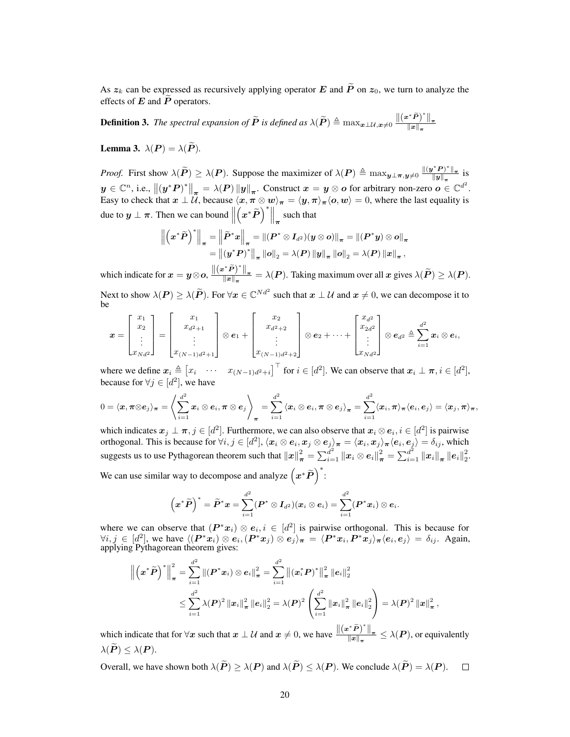As $\boldsymbol{z}_k$ can be expressed as recursively applying operator $\boldsymbol{E}$ and $\widetilde{\boldsymbol{P}}$ on $\boldsymbol{z}_0$, we turn to analyze the effects of $\boldsymbol{E}$ and $\widetilde{\boldsymbol{P}}$ operators.

**Definition 3.** *The spectral expansion of $\widetilde{\boldsymbol{P}}$ is defined as* $\lambda(\widetilde{\boldsymbol{P}}) \triangleq \max_{\boldsymbol{x}\perp\mathcal{U},\boldsymbol{x}\neq 0} \frac{\left\|\left(\boldsymbol{x}^*\widetilde{\boldsymbol{P}}\right)^*\right\|_{\boldsymbol{\pi}}}{\|\boldsymbol{x}\|_{\boldsymbol{\pi}}}$

**Lemma 3.** $\lambda(\boldsymbol{P}) = \lambda(\widetilde{\boldsymbol{P}})$.

*Proof.* First show $\lambda(\widetilde{\boldsymbol{P}}) \geq \lambda(\boldsymbol{P})$. Suppose the maximizer of $\lambda(\boldsymbol{P}) \triangleq \max_{\boldsymbol{y}\perp\boldsymbol{\pi},\boldsymbol{y}\neq 0} \frac{\|(\boldsymbol{y}^*\boldsymbol{P})^*\|_{\boldsymbol{\pi}}}{\|\boldsymbol{y}\|_{\boldsymbol{\pi}}}$ is $\boldsymbol{y} \in \mathbb{C}^n$, i.e., $\left\|(\boldsymbol{y}^*\boldsymbol{P})^*\right\|_{\boldsymbol{\pi}} = \lambda(\boldsymbol{P})\left\|\boldsymbol{y}\right\|_{\boldsymbol{\pi}}$. Construct $\boldsymbol{x} = \boldsymbol{y}\otimes\boldsymbol{o}$ for arbitrary non-zero $\boldsymbol{o}\in\mathbb{C}^{d^2}$. Easy to check that $\boldsymbol{x}\perp\mathcal{U}$, because $\langle\boldsymbol{x},\boldsymbol{\pi}\otimes\boldsymbol{w}\rangle_{\boldsymbol{\pi}} = \langle\boldsymbol{y},\boldsymbol{\pi}\rangle_{\boldsymbol{\pi}}\langle\boldsymbol{o},\boldsymbol{w}\rangle = 0$, where the last equality is due to $\boldsymbol{y}\perp\boldsymbol{\pi}$. Then we can bound $\left\|\left(\boldsymbol{x}^*\widetilde{\boldsymbol{P}}\right)^*\right\|_{\boldsymbol{\pi}}$ such that

$$
\begin{aligned}
\left\|\left(\boldsymbol{x}^*\widetilde{\boldsymbol{P}}\right)^*\right\|_{\boldsymbol{\pi}} &= \left\|\widetilde{\boldsymbol{P}}^*\boldsymbol{x}\right\|_{\boldsymbol{\pi}} = \|(\boldsymbol{P}^*\otimes\boldsymbol{I}_{d^2})(\boldsymbol{y}\otimes\boldsymbol{o})\|_{\boldsymbol{\pi}} = \|(\boldsymbol{P}^*\boldsymbol{y})\otimes\boldsymbol{o}\|_{\boldsymbol{\pi}} \\
&= \left\|(\boldsymbol{y}^*\boldsymbol{P})^*\right\|_{\boldsymbol{\pi}}\|\boldsymbol{o}\|_2 = \lambda(\boldsymbol{P})\left\|\boldsymbol{y}\right\|_{\boldsymbol{\pi}}\|\boldsymbol{o}\|_2 = \lambda(\boldsymbol{P})\left\|\boldsymbol{x}\right\|_{\boldsymbol{\pi}},
\end{aligned}
$$

which indicate for $\boldsymbol{x} = \boldsymbol{y}\otimes\boldsymbol{o}$, $\frac{\left\|\left(\boldsymbol{x}^*\widetilde{\boldsymbol{P}}\right)^*\right\|_{\boldsymbol{\pi}}}{\|\boldsymbol{x}\|_{\boldsymbol{\pi}}} = \lambda(\boldsymbol{P})$. Taking maximum over all $\boldsymbol{x}$ gives $\lambda(\widetilde{\boldsymbol{P}}) \geq \lambda(\boldsymbol{P})$.

Next to show $\lambda(\boldsymbol{P}) \geq \lambda(\widetilde{\boldsymbol{P}})$. For $\forall\boldsymbol{x}\in\mathbb{C}^{Nd^2}$ such that $\boldsymbol{x}\perp\mathcal{U}$ and $\boldsymbol{x}\neq 0$, we can decompose it to be

$$
\boldsymbol{x} = \begin{bmatrix} x_1 \\ x_2 \\ \vdots \\ x_{Nd^2} \end{bmatrix} = \begin{bmatrix} x_1 \\ x_{d^2+1} \\ \vdots \\ x_{(N-1)d^2+1} \end{bmatrix} \otimes \boldsymbol{e}_1 + \begin{bmatrix} x_2 \\ x_{d^2+2} \\ \vdots \\ x_{(N-1)d^2+2} \end{bmatrix} \otimes \boldsymbol{e}_2 + \cdots + \begin{bmatrix} x_{d^2} \\ x_{2d^2} \\ \vdots \\ x_{Nd^2} \end{bmatrix} \otimes \boldsymbol{e}_{d^2} \triangleq \sum_{i=1}^{d^2} \boldsymbol{x}_i \otimes \boldsymbol{e}_i,
$$

where we define $\boldsymbol{x}_i \triangleq \begin{bmatrix} x_i & \cdots & x_{(N-1)d^2+i} \end{bmatrix}^\top$ for $i\in[d^2]$. We can observe that $\boldsymbol{x}_i\perp\boldsymbol{\pi}, i\in[d^2]$, because for $\forall j\in[d^2]$, we have

$$
0 = \langle\boldsymbol{x},\boldsymbol{\pi}\otimes\boldsymbol{e}_j\rangle_{\boldsymbol{\pi}} = \left\langle\sum_{i=1}^{d^2}\boldsymbol{x}_i\otimes\boldsymbol{e}_i,\boldsymbol{\pi}\otimes\boldsymbol{e}_j\right\rangle_{\boldsymbol{\pi}} = \sum_{i=1}^{d^2}\langle\boldsymbol{x}_i\otimes\boldsymbol{e}_i,\boldsymbol{\pi}\otimes\boldsymbol{e}_j\rangle_{\boldsymbol{\pi}} = \sum_{i=1}^{d^2}\langle\boldsymbol{x}_i,\boldsymbol{\pi}\rangle_{\boldsymbol{\pi}}\langle\boldsymbol{e}_i,\boldsymbol{e}_j\rangle = \langle\boldsymbol{x}_j,\boldsymbol{\pi}\rangle_{\boldsymbol{\pi}},
$$

which indicates $\boldsymbol{x}_j\perp\boldsymbol{\pi}, j\in[d^2]$. Furthermore, we can also observe that $\boldsymbol{x}_i\otimes\boldsymbol{e}_i, i\in[d^2]$ is pairwise orthogonal. This is because for $\forall i,j\in[d^2]$, $\langle\boldsymbol{x}_i\otimes\boldsymbol{e}_i,\boldsymbol{x}_j\otimes\boldsymbol{e}_j\rangle_{\boldsymbol{\pi}} = \langle\boldsymbol{x}_i,\boldsymbol{x}_j\rangle_{\boldsymbol{\pi}}\langle\boldsymbol{e}_i,\boldsymbol{e}_j\rangle = \delta_{ij}$, which suggests us to use Pythagorean theorem such that $\|\boldsymbol{x}\|_{\boldsymbol{\pi}}^2 = \sum_{i=1}^{d^2}\|\boldsymbol{x}_i\otimes\boldsymbol{e}_i\|_{\boldsymbol{\pi}}^2 = \sum_{i=1}^{d^2}\|\boldsymbol{x}_i\|_{\boldsymbol{\pi}}\|\boldsymbol{e}_i\|_2^2$.

We can use similar way to decompose and analyze $\left(\boldsymbol{x}^*\widetilde{\boldsymbol{P}}\right)^*$:

$$
\left(\boldsymbol{x}^*\widetilde{\boldsymbol{P}}\right)^* = \widetilde{\boldsymbol{P}}^*\boldsymbol{x} = \sum_{i=1}^{d^2}(\boldsymbol{P}^*\otimes\boldsymbol{I}_{d^2})(\boldsymbol{x}_i\otimes\boldsymbol{e}_i) = \sum_{i=1}^{d^2}(\boldsymbol{P}^*\boldsymbol{x}_i)\otimes\boldsymbol{e}_i.
$$

where we can observe that $(\boldsymbol{P}^*\boldsymbol{x}_i)\otimes\boldsymbol{e}_i, i\in[d^2]$ is pairwise orthogonal. This is because for $\forall i,j\in[d^2]$, we have $\langle(\boldsymbol{P}^*\boldsymbol{x}_i)\otimes\boldsymbol{e}_i,(\boldsymbol{P}^*\boldsymbol{x}_j)\otimes\boldsymbol{e}_j\rangle_{\boldsymbol{\pi}} = \langle\boldsymbol{P}^*\boldsymbol{x}_i,\boldsymbol{P}^*\boldsymbol{x}_j\rangle_{\boldsymbol{\pi}}\langle\boldsymbol{e}_i,\boldsymbol{e}_j\rangle = \delta_{ij}$. Again, applying Pythagorean theorem gives:

$$
\begin{aligned}
\left\|\left(\boldsymbol{x}^*\widetilde{\boldsymbol{P}}\right)^*\right\|_{\boldsymbol{\pi}}^2 &= \sum_{i=1}^{d^2}\|(\boldsymbol{P}^*\boldsymbol{x}_i)\otimes\boldsymbol{e}_i\|_{\boldsymbol{\pi}}^2 = \sum_{i=1}^{d^2}\left\|(\boldsymbol{x}_i^*\boldsymbol{P})^*\right\|_{\boldsymbol{\pi}}^2\|\boldsymbol{e}_i\|_2^2 \\
&\leq \sum_{i=1}^{d^2}\lambda(\boldsymbol{P})^2\|\boldsymbol{x}_i\|_{\boldsymbol{\pi}}^2\|\boldsymbol{e}_i\|_2^2 = \lambda(\boldsymbol{P})^2\left(\sum_{i=1}^{d^2}\|\boldsymbol{x}_i\|_{\boldsymbol{\pi}}^2\|\boldsymbol{e}_i\|_2^2\right) = \lambda(\boldsymbol{P})^2\|\boldsymbol{x}\|_{\boldsymbol{\pi}}^2,
\end{aligned}
$$

which indicate that for $\forall\boldsymbol{x}$ such that $\boldsymbol{x}\perp\mathcal{U}$ and $\boldsymbol{x}\neq 0$, we have $\frac{\left\|\left(\boldsymbol{x}^*\widetilde{\boldsymbol{P}}\right)^*\right\|_{\boldsymbol{\pi}}}{\|\boldsymbol{x}\|_{\boldsymbol{\pi}}} \leq \lambda(\boldsymbol{P})$, or equivalently $\lambda(\widetilde{\boldsymbol{P}}) \leq \lambda(\boldsymbol{P})$.

Overall, we have shown both $\lambda(\widetilde{\boldsymbol{P}}) \geq \lambda(\boldsymbol{P})$ and $\lambda(\widetilde{\boldsymbol{P}}) \leq \lambda(\boldsymbol{P})$. We conclude $\lambda(\widetilde{\boldsymbol{P}}) = \lambda(\boldsymbol{P})$. $\square$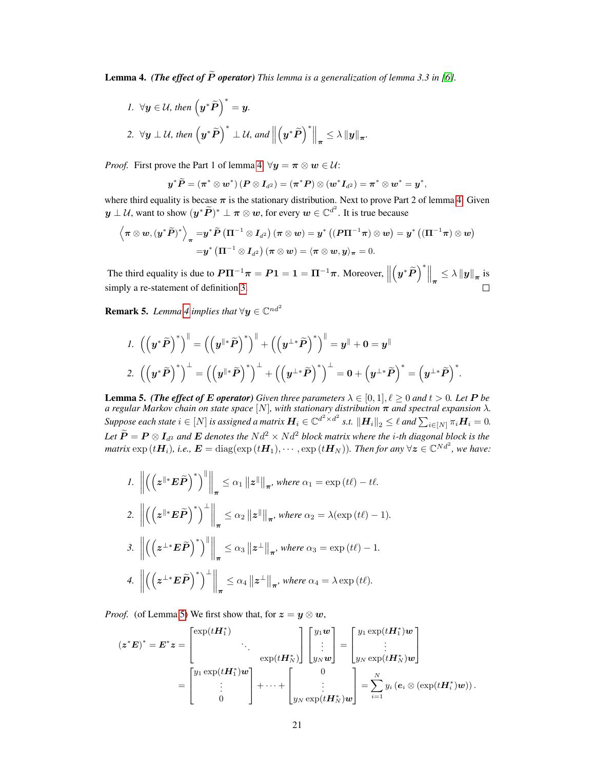**Lemma 4.** *(The effect of $\widetilde{\boldsymbol{P}}$ operator) This lemma is a generalization of lemma 3.3 in [6].*

1. $\forall \boldsymbol{y} \in \mathcal{U}$, *then* $\left(\boldsymbol{y}^*\widetilde{\boldsymbol{P}}\right)^* = \boldsymbol{y}$.
2. $\forall \boldsymbol{y} \perp \mathcal{U}$, *then* $\left(\boldsymbol{y}^*\widetilde{\boldsymbol{P}}\right)^* \perp \mathcal{U}$, *and* $\left\|\left(\boldsymbol{y}^*\widetilde{\boldsymbol{P}}\right)^*\right\|_{\boldsymbol{\pi}} \leq \lambda \left\|\boldsymbol{y}\right\|_{\boldsymbol{\pi}}$.

*Proof.* First prove the Part 1 of lemma 4. $\forall \boldsymbol{y} = \boldsymbol{\pi} \otimes \boldsymbol{w} \in \mathcal{U}$:

$$\boldsymbol{y}^*\widetilde{\boldsymbol{P}} = (\boldsymbol{\pi}^* \otimes \boldsymbol{w}^*)\left(\boldsymbol{P} \otimes \boldsymbol{I}_{d^2}\right) = (\boldsymbol{\pi}^*\boldsymbol{P}) \otimes (\boldsymbol{w}^*\boldsymbol{I}_{d^2}) = \boldsymbol{\pi}^* \otimes \boldsymbol{w}^* = \boldsymbol{y}^*,$$

where third equality is becase $\boldsymbol{\pi}$ is the stationary distribution. Next to prove Part 2 of lemma 4. Given $\boldsymbol{y} \perp \mathcal{U}$, want to show $(\boldsymbol{y}^*\widetilde{\boldsymbol{P}})^* \perp \boldsymbol{\pi} \otimes \boldsymbol{w}$, for every $\boldsymbol{w} \in \mathbb{C}^{d^2}$. It is true because

$$\begin{aligned}
\left\langle \boldsymbol{\pi} \otimes \boldsymbol{w}, (\boldsymbol{y}^*\widetilde{\boldsymbol{P}})^* \right\rangle_{\boldsymbol{\pi}} =& \boldsymbol{y}^*\widetilde{\boldsymbol{P}}\left(\boldsymbol{\Pi}^{-1} \otimes \boldsymbol{I}_{d^2}\right)(\boldsymbol{\pi} \otimes \boldsymbol{w}) = \boldsymbol{y}^*\left((\boldsymbol{P}\boldsymbol{\Pi}^{-1}\boldsymbol{\pi}) \otimes \boldsymbol{w}\right) = \boldsymbol{y}^*\left((\boldsymbol{\Pi}^{-1}\boldsymbol{\pi}) \otimes \boldsymbol{w}\right) \\
=& \boldsymbol{y}^*\left(\boldsymbol{\Pi}^{-1} \otimes \boldsymbol{I}_{d^2}\right)(\boldsymbol{\pi} \otimes \boldsymbol{w}) = \langle \boldsymbol{\pi} \otimes \boldsymbol{w}, \boldsymbol{y}\rangle_{\boldsymbol{\pi}} = 0.
\end{aligned}$$

The third equality is due to $\boldsymbol{P}\boldsymbol{\Pi}^{-1}\boldsymbol{\pi} = \boldsymbol{P}\boldsymbol{1} = \boldsymbol{1} = \boldsymbol{\Pi}^{-1}\boldsymbol{\pi}$. Moreover, $\left\|\left(\boldsymbol{y}^*\widetilde{\boldsymbol{P}}\right)^*\right\|_{\boldsymbol{\pi}} \leq \lambda \left\|\boldsymbol{y}\right\|_{\boldsymbol{\pi}}$ is simply a re-statement of definition 3. $\square$

**Remark 5.** *Lemma 4 implies that* $\forall \boldsymbol{y} \in \mathbb{C}^{nd^2}$

1. $\left(\left(\boldsymbol{y}^*\widetilde{\boldsymbol{P}}\right)^*\right)^{\parallel} = \left(\left(\boldsymbol{y}^{\parallel *}\widetilde{\boldsymbol{P}}\right)^*\right)^{\parallel} + \left(\left(\boldsymbol{y}^{\perp *}\widetilde{\boldsymbol{P}}\right)^*\right)^{\parallel} = \boldsymbol{y}^{\parallel} + \boldsymbol{0} = \boldsymbol{y}^{\parallel}$
2. $\left(\left(\boldsymbol{y}^*\widetilde{\boldsymbol{P}}\right)^*\right)^{\perp} = \left(\left(\boldsymbol{y}^{\parallel *}\widetilde{\boldsymbol{P}}\right)^*\right)^{\perp} + \left(\left(\boldsymbol{y}^{\perp *}\widetilde{\boldsymbol{P}}\right)^*\right)^{\perp} = \boldsymbol{0} + \left(\boldsymbol{y}^{\perp *}\widetilde{\boldsymbol{P}}\right)^* = \left(\boldsymbol{y}^{\perp *}\widetilde{\boldsymbol{P}}\right)^*$.

**Lemma 5.** *(The effect of $\boldsymbol{E}$ operator) Given three parameters $\lambda \in [0,1], \ell \geq 0$ and $t > 0$. Let $\boldsymbol{P}$ be a regular Markov chain on state space $[N]$, with stationary distribution $\boldsymbol{\pi}$ and spectral expansion $\lambda$. Suppose each state $i \in [N]$ is assigned a matrix $\boldsymbol{H}_i \in \mathbb{C}^{d^2 \times d^2}$ s.t. $\|\boldsymbol{H}_i\|_2 \leq \ell$ and $\sum_{i \in [N]} \pi_i \boldsymbol{H}_i = 0$. Let $\widetilde{\boldsymbol{P}} = \boldsymbol{P} \otimes \boldsymbol{I}_{d^2}$ and $\boldsymbol{E}$ denotes the $Nd^2 \times Nd^2$ block matrix where the $i$-th diagonal block is the matrix $\exp(t\boldsymbol{H}_i)$, i.e., $\boldsymbol{E} = \mathrm{diag}(\exp(t\boldsymbol{H}_1), \cdots, \exp(t\boldsymbol{H}_N))$. Then for any $\forall \boldsymbol{z} \in \mathbb{C}^{Nd^2}$, we have:*

1. $\left\|\left(\left(\boldsymbol{z}^{\parallel *}\boldsymbol{E}\widetilde{\boldsymbol{P}}\right)^*\right)^{\parallel}\right\|_{\boldsymbol{\pi}} \leq \alpha_1 \left\|\boldsymbol{z}^{\parallel}\right\|_{\boldsymbol{\pi}}$, *where* $\alpha_1 = \exp(t\ell) - t\ell$.
2. $\left\|\left(\left(\boldsymbol{z}^{\parallel *}\boldsymbol{E}\widetilde{\boldsymbol{P}}\right)^*\right)^{\perp}\right\|_{\boldsymbol{\pi}} \leq \alpha_2 \left\|\boldsymbol{z}^{\parallel}\right\|_{\boldsymbol{\pi}}$, *where* $\alpha_2 = \lambda(\exp(t\ell) - 1)$.
3. $\left\|\left(\left(\boldsymbol{z}^{\perp *}\boldsymbol{E}\widetilde{\boldsymbol{P}}\right)^*\right)^{\parallel}\right\|_{\boldsymbol{\pi}} \leq \alpha_3 \left\|\boldsymbol{z}^{\perp}\right\|_{\boldsymbol{\pi}}$, *where* $\alpha_3 = \exp(t\ell) - 1$.
4. $\left\|\left(\left(\boldsymbol{z}^{\perp *}\boldsymbol{E}\widetilde{\boldsymbol{P}}\right)^*\right)^{\perp}\right\|_{\boldsymbol{\pi}} \leq \alpha_4 \left\|\boldsymbol{z}^{\perp}\right\|_{\boldsymbol{\pi}}$, *where* $\alpha_4 = \lambda\exp(t\ell)$.

*Proof.* (of Lemma 5) We first show that, for $\boldsymbol{z} = \boldsymbol{y} \otimes \boldsymbol{w}$,

$$\begin{aligned}
(\boldsymbol{z}^*\boldsymbol{E})^* = \boldsymbol{E}^*\boldsymbol{z} =& \begin{bmatrix} \exp(t\boldsymbol{H}_1^*) & & \\ & \ddots & \\ & & \exp(t\boldsymbol{H}_N^*) \end{bmatrix} \begin{bmatrix} y_1\boldsymbol{w} \\ \vdots \\ y_N\boldsymbol{w} \end{bmatrix} = \begin{bmatrix} y_1\exp(t\boldsymbol{H}_1^*)\boldsymbol{w} \\ \vdots \\ y_N\exp(t\boldsymbol{H}_N^*)\boldsymbol{w} \end{bmatrix} \\
=& \begin{bmatrix} y_1\exp(t\boldsymbol{H}_1^*)\boldsymbol{w} \\ \vdots \\ 0 \end{bmatrix} + \cdots + \begin{bmatrix} 0 \\ \vdots \\ y_N\exp(t\boldsymbol{H}_N^*)\boldsymbol{w} \end{bmatrix} = \sum_{i=1}^{N} y_i\left(\boldsymbol{e}_i \otimes (\exp(t\boldsymbol{H}_i^*)\boldsymbol{w})\right).
\end{aligned}$$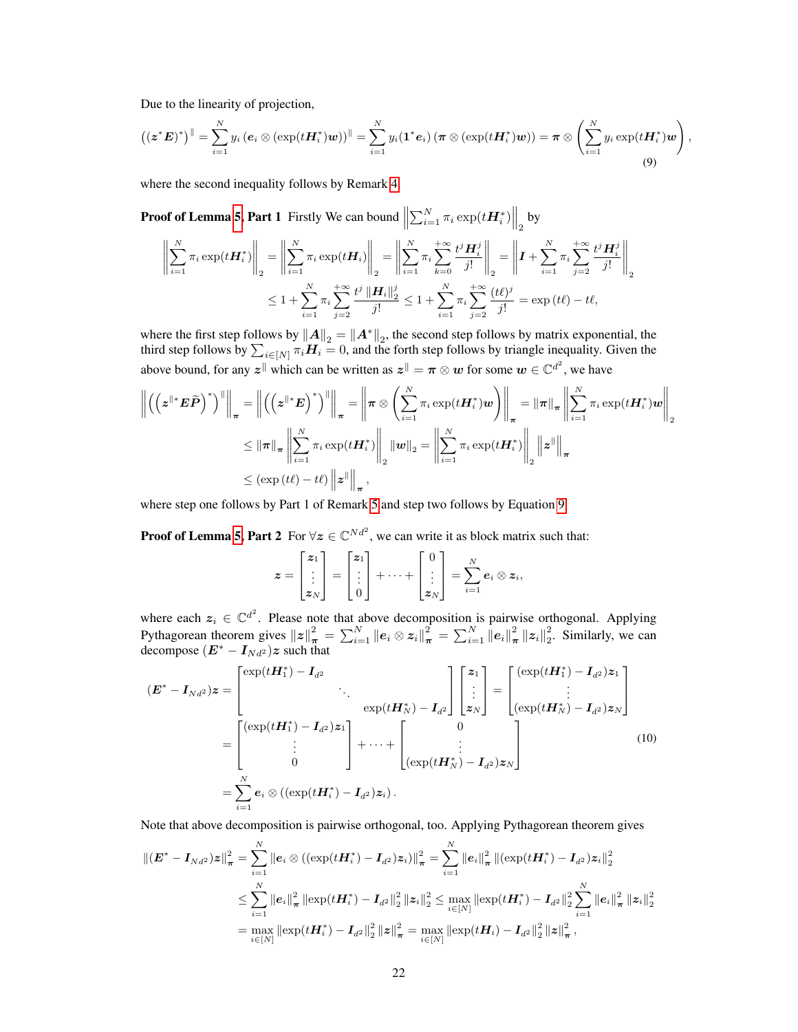Due to the linearity of projection,

$$
\left((\boldsymbol{z}^*\boldsymbol{E})^*\right)^{\|} = \sum_{i=1}^{N} y_i \left(\boldsymbol{e}_i \otimes (\exp(t\boldsymbol{H}_i^*)\boldsymbol{w})\right)^{\|} = \sum_{i=1}^{N} y_i (\mathbf{1}^*\boldsymbol{e}_i)\left(\boldsymbol{\pi} \otimes (\exp(t\boldsymbol{H}_i^*)\boldsymbol{w})\right) = \boldsymbol{\pi} \otimes \left(\sum_{i=1}^{N} y_i \exp(t\boldsymbol{H}_i^*)\boldsymbol{w}\right), \tag{9}
$$

where the second inequality follows by Remark 4.

**Proof of Lemma 5, Part 1** Firstly We can bound $\left\|\sum_{i=1}^{N} \pi_i \exp(t\boldsymbol{H}_i^*)\right\|_2$ by

$$
\left\|\sum_{i=1}^{N} \pi_i \exp(t\boldsymbol{H}_i^*)\right\|_2 = \left\|\sum_{i=1}^{N} \pi_i \exp(t\boldsymbol{H}_i)\right\|_2 = \left\|\sum_{i=1}^{N} \pi_i \sum_{k=0}^{+\infty} \frac{t^j \boldsymbol{H}_i^j}{j!}\right\|_2 = \left\|\boldsymbol{I} + \sum_{i=1}^{N} \pi_i \sum_{j=2}^{+\infty} \frac{t^j \boldsymbol{H}_i^j}{j!}\right\|_2
$$

$$
\le 1 + \sum_{i=1}^{N} \pi_i \sum_{j=2}^{+\infty} \frac{t^j \left\|\boldsymbol{H}_i\right\|_2^j}{j!} \le 1 + \sum_{i=1}^{N} \pi_i \sum_{j=2}^{+\infty} \frac{(t\ell)^j}{j!} = \exp(t\ell) - t\ell,
$$

where the first step follows by $\|\boldsymbol{A}\|_2 = \|\boldsymbol{A}^*\|_2$, the second step follows by matrix exponential, the third step follows by $\sum_{i\in[N]} \pi_i \boldsymbol{H}_i = 0$, and the forth step follows by triangle inequality. Given the above bound, for any $\boldsymbol{z}^{\|}$ which can be written as $\boldsymbol{z}^{\|} = \boldsymbol{\pi} \otimes \boldsymbol{w}$ for some $\boldsymbol{w} \in \mathbb{C}^{d^2}$, we have

$$
\left\|\left(\left(\boldsymbol{z}^{\|*}\boldsymbol{E}\widetilde{\boldsymbol{P}}\right)^*\right)^{\|}\right\|_{\boldsymbol{\pi}} = \left\|\left(\left(\boldsymbol{z}^{\|*}\boldsymbol{E}\right)^*\right)^{\|}\right\|_{\boldsymbol{\pi}} = \left\|\boldsymbol{\pi} \otimes \left(\sum_{i=1}^{N} \pi_i \exp(t\boldsymbol{H}_i^*)\boldsymbol{w}\right)\right\|_{\boldsymbol{\pi}} = \|\boldsymbol{\pi}\|_{\boldsymbol{\pi}} \left\|\sum_{i=1}^{N} \pi_i \exp(t\boldsymbol{H}_i^*)\boldsymbol{w}\right\|_2
$$

$$
\le \|\boldsymbol{\pi}\|_{\boldsymbol{\pi}} \left\|\sum_{i=1}^{N} \pi_i \exp(t\boldsymbol{H}_i^*)\right\|_2 \|\boldsymbol{w}\|_2 = \left\|\sum_{i=1}^{N} \pi_i \exp(t\boldsymbol{H}_i^*)\right\|_2 \left\|\boldsymbol{z}^{\|}\right\|_{\boldsymbol{\pi}}
$$

$$
\le (\exp(t\ell) - t\ell) \left\|\boldsymbol{z}^{\|}\right\|_{\boldsymbol{\pi}},
$$

where step one follows by Part 1 of Remark 5 and step two follows by Equation 9.

**Proof of Lemma 5, Part 2** For $\forall \boldsymbol{z} \in \mathbb{C}^{Nd^2}$, we can write it as block matrix such that:

$$
\boldsymbol{z} = \begin{bmatrix} \boldsymbol{z}_1 \\ \vdots \\ \boldsymbol{z}_N \end{bmatrix} = \begin{bmatrix} \boldsymbol{z}_1 \\ \vdots \\ 0 \end{bmatrix} + \cdots + \begin{bmatrix} 0 \\ \vdots \\ \boldsymbol{z}_N \end{bmatrix} = \sum_{i=1}^{N} \boldsymbol{e}_i \otimes \boldsymbol{z}_i,
$$

where each $\boldsymbol{z}_i \in \mathbb{C}^{d^2}$. Please note that above decomposition is pairwise orthogonal. Applying Pythagorean theorem gives $\|\boldsymbol{z}\|_{\boldsymbol{\pi}}^2 = \sum_{i=1}^{N} \|\boldsymbol{e}_i \otimes \boldsymbol{z}_i\|_{\boldsymbol{\pi}}^2 = \sum_{i=1}^{N} \|\boldsymbol{e}_i\|_{\boldsymbol{\pi}}^2 \|\boldsymbol{z}_i\|_2^2$. Similarly, we can decompose $(\boldsymbol{E}^* - \boldsymbol{I}_{Nd^2})\boldsymbol{z}$ such that

$$
\begin{aligned}
(\boldsymbol{E}^* - \boldsymbol{I}_{Nd^2})\boldsymbol{z} &= \begin{bmatrix} \exp(t\boldsymbol{H}_1^*) - \boldsymbol{I}_{d^2} & & \\ & \ddots & \\ & & \exp(t\boldsymbol{H}_N^*) - \boldsymbol{I}_{d^2} \end{bmatrix} \begin{bmatrix} \boldsymbol{z}_1 \\ \vdots \\ \boldsymbol{z}_N \end{bmatrix} = \begin{bmatrix} (\exp(t\boldsymbol{H}_1^*) - \boldsymbol{I}_{d^2})\boldsymbol{z}_1 \\ \vdots \\ (\exp(t\boldsymbol{H}_N^*) - \boldsymbol{I}_{d^2})\boldsymbol{z}_N \end{bmatrix} \\
&= \begin{bmatrix} (\exp(t\boldsymbol{H}_1^*) - \boldsymbol{I}_{d^2})\boldsymbol{z}_1 \\ \vdots \\ 0 \end{bmatrix} + \cdots + \begin{bmatrix} 0 \\ \vdots \\ (\exp(t\boldsymbol{H}_N^*) - \boldsymbol{I}_{d^2})\boldsymbol{z}_N \end{bmatrix} \\
&= \sum_{i=1}^{N} \boldsymbol{e}_i \otimes \left((\exp(t\boldsymbol{H}_i^*) - \boldsymbol{I}_{d^2})\boldsymbol{z}_i\right).
\end{aligned} \tag{10}
$$

Note that above decomposition is pairwise orthogonal, too. Applying Pythagorean theorem gives

$$
\begin{aligned}
\|(\boldsymbol{E}^* - \boldsymbol{I}_{Nd^2})\boldsymbol{z}\|_{\boldsymbol{\pi}}^2 &= \sum_{i=1}^{N} \left\|\boldsymbol{e}_i \otimes \left((\exp(t\boldsymbol{H}_i^*) - \boldsymbol{I}_{d^2})\boldsymbol{z}_i\right)\right\|_{\boldsymbol{\pi}}^2 = \sum_{i=1}^{N} \|\boldsymbol{e}_i\|_{\boldsymbol{\pi}}^2 \left\|(\exp(t\boldsymbol{H}_i^*) - \boldsymbol{I}_{d^2})\boldsymbol{z}_i\right\|_2^2 \\
&\le \sum_{i=1}^{N} \|\boldsymbol{e}_i\|_{\boldsymbol{\pi}}^2 \left\|\exp(t\boldsymbol{H}_i^*) - \boldsymbol{I}_{d^2}\right\|_2^2 \|\boldsymbol{z}_i\|_2^2 \le \max_{i\in[N]} \left\|\exp(t\boldsymbol{H}_i^*) - \boldsymbol{I}_{d^2}\right\|_2^2 \sum_{i=1}^{N} \|\boldsymbol{e}_i\|_{\boldsymbol{\pi}}^2 \|\boldsymbol{z}_i\|_2^2 \\
&= \max_{i\in[N]} \left\|\exp(t\boldsymbol{H}_i^*) - \boldsymbol{I}_{d^2}\right\|_2^2 \|\boldsymbol{z}\|_{\boldsymbol{\pi}}^2 = \max_{i\in[N]} \left\|\exp(t\boldsymbol{H}_i) - \boldsymbol{I}_{d^2}\right\|_2^2 \|\boldsymbol{z}\|_{\boldsymbol{\pi}}^2,
\end{aligned}
$$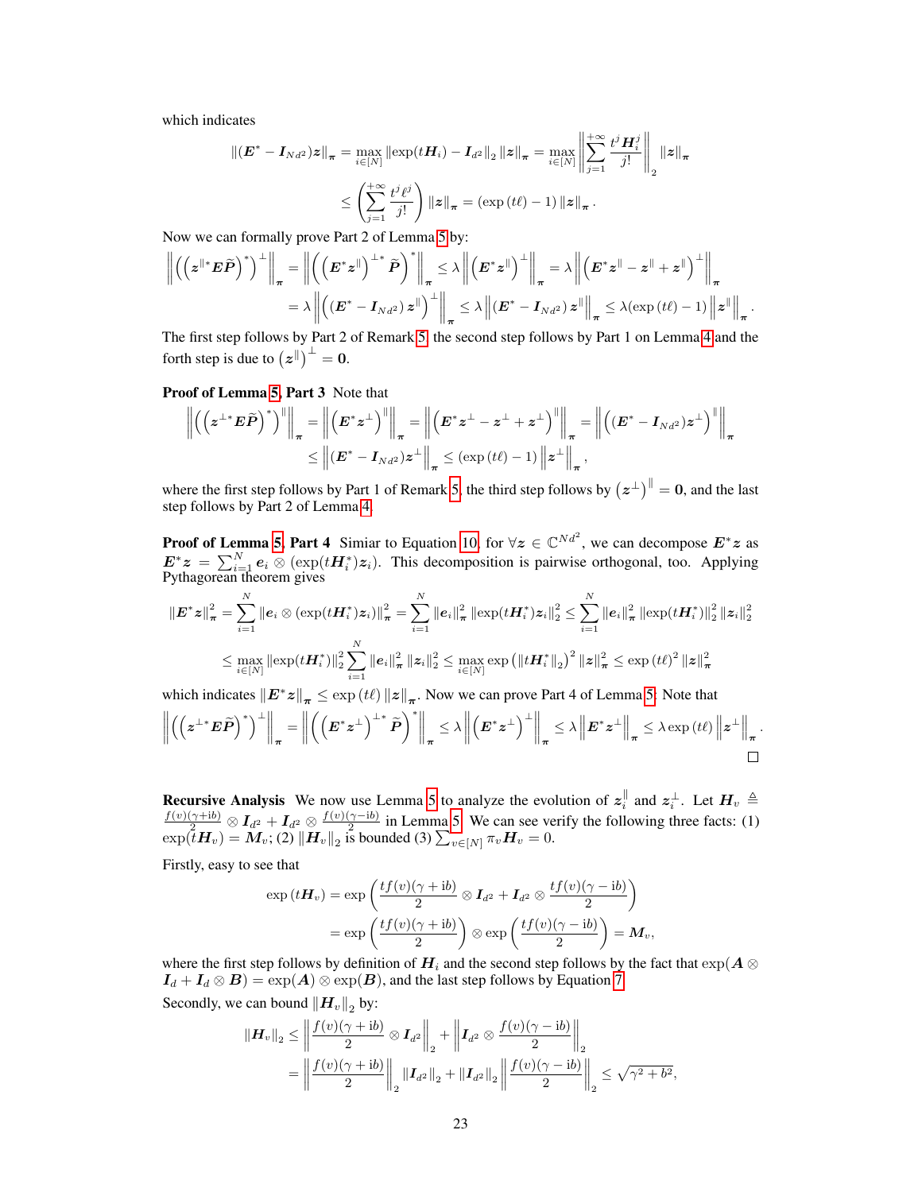which indicates

$$\|(\boldsymbol{E}^* - \boldsymbol{I}_{Nd^2})\boldsymbol{z}\|_{\boldsymbol{\pi}} = \max_{i\in[N]} \|\exp(t\boldsymbol{H}_i) - \boldsymbol{I}_{d^2}\|_2 \|\boldsymbol{z}\|_{\boldsymbol{\pi}} = \max_{i\in[N]} \left\| \sum_{j=1}^{+\infty} \frac{t^j \boldsymbol{H}_i^j}{j!} \right\|_2 \|\boldsymbol{z}\|_{\boldsymbol{\pi}}$$

$$\leq \left( \sum_{j=1}^{+\infty} \frac{t^j \ell^j}{j!} \right) \|\boldsymbol{z}\|_{\boldsymbol{\pi}} = (\exp(t\ell) - 1) \|\boldsymbol{z}\|_{\boldsymbol{\pi}}.$$

Now we can formally prove Part 2 of Lemma 5 by:

$$\left\| \left( \left( \boldsymbol{z}^{\|*} \boldsymbol{E} \widetilde{\boldsymbol{P}} \right)^* \right)^{\perp} \right\|_{\boldsymbol{\pi}} = \left\| \left( \left( \boldsymbol{E}^* \boldsymbol{z}^{\|} \right)^{\perp *} \widetilde{\boldsymbol{P}} \right)^* \right\|_{\boldsymbol{\pi}} \leq \lambda \left\| \left( \boldsymbol{E}^* \boldsymbol{z}^{\|} \right)^{\perp} \right\|_{\boldsymbol{\pi}} = \lambda \left\| \left( \boldsymbol{E}^* \boldsymbol{z}^{\|} - \boldsymbol{z}^{\|} + \boldsymbol{z}^{\|} \right)^{\perp} \right\|_{\boldsymbol{\pi}}$$

$$= \lambda \left\| \left( (\boldsymbol{E}^* - \boldsymbol{I}_{Nd^2}) \boldsymbol{z}^{\|} \right)^{\perp} \right\|_{\boldsymbol{\pi}} \leq \lambda \left\| (\boldsymbol{E}^* - \boldsymbol{I}_{Nd^2}) \boldsymbol{z}^{\|} \right\|_{\boldsymbol{\pi}} \leq \lambda (\exp(t\ell) - 1) \left\| \boldsymbol{z}^{\|} \right\|_{\boldsymbol{\pi}}.$$

The first step follows by Part 2 of Remark 5, the second step follows by Part 1 on Lemma 4 and the forth step is due to $\left(\boldsymbol{z}^{\|}\right)^{\perp} = \mathbf{0}$.

**Proof of Lemma 5, Part 3** Note that

$$\left\| \left( \left( \boldsymbol{z}^{\perp *} \boldsymbol{E} \widetilde{\boldsymbol{P}} \right)^* \right)^{\|} \right\|_{\boldsymbol{\pi}} = \left\| \left( \boldsymbol{E}^* \boldsymbol{z}^{\perp} \right)^{\|} \right\|_{\boldsymbol{\pi}} = \left\| \left( \boldsymbol{E}^* \boldsymbol{z}^{\perp} - \boldsymbol{z}^{\perp} + \boldsymbol{z}^{\perp} \right)^{\|} \right\|_{\boldsymbol{\pi}} = \left\| \left( (\boldsymbol{E}^* - \boldsymbol{I}_{Nd^2}) \boldsymbol{z}^{\perp} \right)^{\|} \right\|_{\boldsymbol{\pi}}$$

$$\leq \left\| (\boldsymbol{E}^* - \boldsymbol{I}_{Nd^2}) \boldsymbol{z}^{\perp} \right\|_{\boldsymbol{\pi}} \leq (\exp(t\ell) - 1) \left\| \boldsymbol{z}^{\perp} \right\|_{\boldsymbol{\pi}},$$

where the first step follows by Part 1 of Remark 5, the third step follows by $\left(\boldsymbol{z}^{\perp}\right)^{\|} = \mathbf{0}$, and the last step follows by Part 2 of Lemma 4.

**Proof of Lemma 5, Part 4** Simiar to Equation 10, for $\forall \boldsymbol{z} \in \mathbb{C}^{Nd^2}$, we can decompose $\boldsymbol{E}^* \boldsymbol{z}$ as $\boldsymbol{E}^* \boldsymbol{z} = \sum_{i=1}^N \boldsymbol{e}_i \otimes (\exp(t\boldsymbol{H}_i^*)\boldsymbol{z}_i)$. This decomposition is pairwise orthogonal, too. Applying Pythagorean theorem gives

$$\|\boldsymbol{E}^* \boldsymbol{z}\|_{\boldsymbol{\pi}}^2 = \sum_{i=1}^N \|\boldsymbol{e}_i \otimes (\exp(t\boldsymbol{H}_i^*)\boldsymbol{z}_i)\|_{\boldsymbol{\pi}}^2 = \sum_{i=1}^N \|\boldsymbol{e}_i\|_{\boldsymbol{\pi}}^2 \|\exp(t\boldsymbol{H}_i^*)\boldsymbol{z}_i\|_2^2 \leq \sum_{i=1}^N \|\boldsymbol{e}_i\|_{\boldsymbol{\pi}}^2 \|\exp(t\boldsymbol{H}_i^*)\|_2^2 \|\boldsymbol{z}_i\|_2^2$$

$$\leq \max_{i\in[N]} \|\exp(t\boldsymbol{H}_i^*)\|_2^2 \sum_{i=1}^N \|\boldsymbol{e}_i\|_{\boldsymbol{\pi}}^2 \|\boldsymbol{z}_i\|_2^2 \leq \max_{i\in[N]} \exp\left(\|t\boldsymbol{H}_i^*\|_2\right)^2 \|\boldsymbol{z}\|_{\boldsymbol{\pi}}^2 \leq \exp(t\ell)^2 \|\boldsymbol{z}\|_{\boldsymbol{\pi}}^2$$

which indicates $\|\boldsymbol{E}^* \boldsymbol{z}\|_{\boldsymbol{\pi}} \leq \exp(t\ell) \|\boldsymbol{z}\|_{\boldsymbol{\pi}}$. Now we can prove Part 4 of Lemma 5. Note that

$$\left\| \left( \left( \boldsymbol{z}^{\perp *} \boldsymbol{E} \widetilde{\boldsymbol{P}} \right)^* \right)^{\perp} \right\|_{\boldsymbol{\pi}} = \left\| \left( \left( \boldsymbol{E}^* \boldsymbol{z}^{\perp} \right)^{\perp *} \widetilde{\boldsymbol{P}} \right)^* \right\|_{\boldsymbol{\pi}} \leq \lambda \left\| \left( \boldsymbol{E}^* \boldsymbol{z}^{\perp} \right)^{\perp} \right\|_{\boldsymbol{\pi}} \leq \lambda \left\| \boldsymbol{E}^* \boldsymbol{z}^{\perp} \right\|_{\boldsymbol{\pi}} \leq \lambda \exp(t\ell) \left\| \boldsymbol{z}^{\perp} \right\|_{\boldsymbol{\pi}}.$$

□

**Recursive Analysis** We now use Lemma 5 to analyze the evolution of $\boldsymbol{z}_i^{\|}$ and $\boldsymbol{z}_i^{\perp}$. Let $\boldsymbol{H}_v \triangleq \frac{f(v)(\gamma+\mathrm{i}b)}{2} \otimes \boldsymbol{I}_{d^2} + \boldsymbol{I}_{d^2} \otimes \frac{f(v)(\gamma-\mathrm{i}b)}{2}$ in Lemma 5. We can see verify the following three facts: (1) $\exp(t\boldsymbol{H}_v) = \boldsymbol{M}_v$; (2) $\|\boldsymbol{H}_v\|_2$ is bounded (3) $\sum_{v\in[N]} \pi_v \boldsymbol{H}_v = 0$.

Firstly, easy to see that

$$\exp(t\boldsymbol{H}_v) = \exp\left( \frac{tf(v)(\gamma+\mathrm{i}b)}{2} \otimes \boldsymbol{I}_{d^2} + \boldsymbol{I}_{d^2} \otimes \frac{tf(v)(\gamma-\mathrm{i}b)}{2} \right)$$

$$= \exp\left( \frac{tf(v)(\gamma+\mathrm{i}b)}{2} \right) \otimes \exp\left( \frac{tf(v)(\gamma-\mathrm{i}b)}{2} \right) = \boldsymbol{M}_v,$$

where the first step follows by definition of $\boldsymbol{H}_i$ and the second step follows by the fact that $\exp(\boldsymbol{A} \otimes \boldsymbol{I}_d + \boldsymbol{I}_d \otimes \boldsymbol{B}) = \exp(\boldsymbol{A}) \otimes \exp(\boldsymbol{B})$, and the last step follows by Equation 7.

Secondly, we can bound $\|\boldsymbol{H}_v\|_2$ by:

$$\|\boldsymbol{H}_v\|_2 \leq \left\| \frac{f(v)(\gamma+\mathrm{i}b)}{2} \otimes \boldsymbol{I}_{d^2} \right\|_2 + \left\| \boldsymbol{I}_{d^2} \otimes \frac{f(v)(\gamma-\mathrm{i}b)}{2} \right\|_2$$

$$= \left\| \frac{f(v)(\gamma+\mathrm{i}b)}{2} \right\|_2 \|\boldsymbol{I}_{d^2}\|_2 + \|\boldsymbol{I}_{d^2}\|_2 \left\| \frac{f(v)(\gamma-\mathrm{i}b)}{2} \right\|_2 \leq \sqrt{\gamma^2 + b^2},$$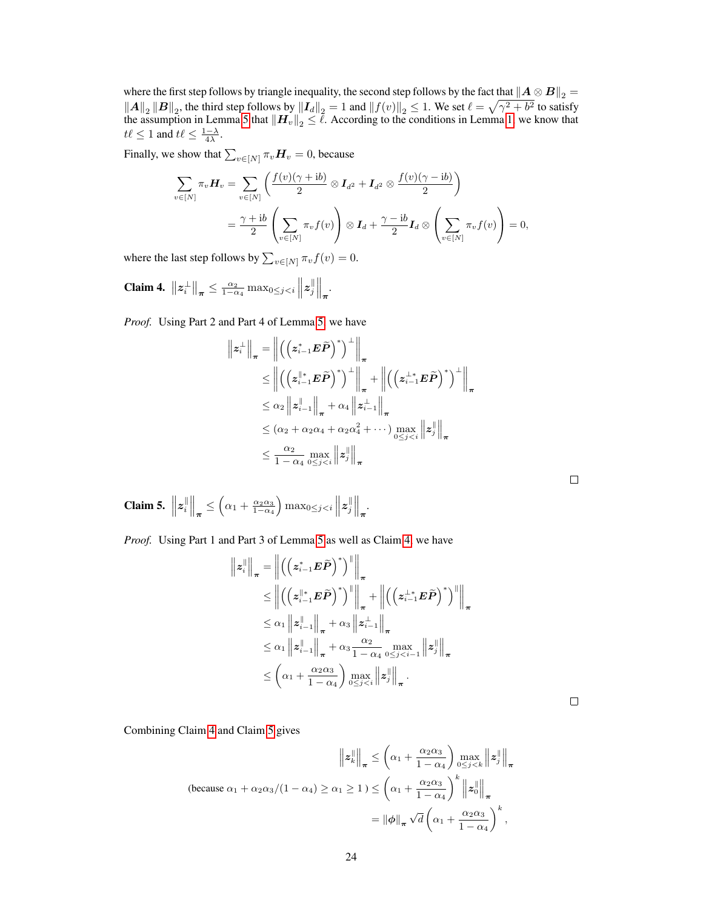where the first step follows by triangle inequality, the second step follows by the fact that $\|\boldsymbol{A} \otimes \boldsymbol{B}\|_2 = \|\boldsymbol{A}\|_2 \|\boldsymbol{B}\|_2$, the third step follows by $\|\boldsymbol{I}_d\|_2 = 1$ and $\|f(v)\|_2 \leq 1$. We set $\ell = \sqrt{\gamma^2 + b^2}$ to satisfy the assumption in Lemma 5 that $\|\boldsymbol{H}_v\|_2 \leq \ell$. According to the conditions in Lemma 1, we know that $t\ell \leq 1$ and $t\ell \leq \frac{1-\lambda}{4\lambda}$.

Finally, we show that $\sum_{v \in [N]} \pi_v \boldsymbol{H}_v = 0$, because

$$
\begin{aligned}
\sum_{v \in [N]} \pi_v \boldsymbol{H}_v &= \sum_{v \in [N]} \left( \frac{f(v)(\gamma + \mathrm{i}b)}{2} \otimes \boldsymbol{I}_{d^2} + \boldsymbol{I}_{d^2} \otimes \frac{f(v)(\gamma - \mathrm{i}b)}{2} \right) \\
&= \frac{\gamma + \mathrm{i}b}{2} \left( \sum_{v \in [N]} \pi_v f(v) \right) \otimes \boldsymbol{I}_d + \frac{\gamma - \mathrm{i}b}{2} \boldsymbol{I}_d \otimes \left( \sum_{v \in [N]} \pi_v f(v) \right) = 0,
\end{aligned}
$$

where the last step follows by $\sum_{v \in [N]} \pi_v f(v) = 0$.

**Claim 4.** $\left\|\boldsymbol{z}_i^{\perp}\right\|_{\boldsymbol{\pi}} \leq \frac{\alpha_2}{1-\alpha_4} \max_{0 \leq j < i} \left\|\boldsymbol{z}_j^{\parallel}\right\|_{\boldsymbol{\pi}}$.

*Proof.* Using Part 2 and Part 4 of Lemma 5, we have

$$
\begin{aligned}
\left\|\boldsymbol{z}_i^{\perp}\right\|_{\boldsymbol{\pi}} &= \left\| \left( \left( \boldsymbol{z}_{i-1}^{*} \boldsymbol{E} \widetilde{\boldsymbol{P}} \right)^{*} \right)^{\perp} \right\|_{\boldsymbol{\pi}} \\
&\leq \left\| \left( \left( \boldsymbol{z}_{i-1}^{\parallel *} \boldsymbol{E} \widetilde{\boldsymbol{P}} \right)^{*} \right)^{\perp} \right\|_{\boldsymbol{\pi}} + \left\| \left( \left( \boldsymbol{z}_{i-1}^{\perp *} \boldsymbol{E} \widetilde{\boldsymbol{P}} \right)^{*} \right)^{\perp} \right\|_{\boldsymbol{\pi}} \\
&\leq \alpha_2 \left\|\boldsymbol{z}_{i-1}^{\parallel}\right\|_{\boldsymbol{\pi}} + \alpha_4 \left\|\boldsymbol{z}_{i-1}^{\perp}\right\|_{\boldsymbol{\pi}} \\
&\leq (\alpha_2 + \alpha_2 \alpha_4 + \alpha_2 \alpha_4^2 + \cdots) \max_{0 \leq j < i} \left\|\boldsymbol{z}_j^{\parallel}\right\|_{\boldsymbol{\pi}} \\
&\leq \frac{\alpha_2}{1 - \alpha_4} \max_{0 \leq j < i} \left\|\boldsymbol{z}_j^{\parallel}\right\|_{\boldsymbol{\pi}}
\end{aligned}
$$

□

**Claim 5.** $\left\|\boldsymbol{z}_i^{\parallel}\right\|_{\boldsymbol{\pi}} \leq \left( \alpha_1 + \frac{\alpha_2 \alpha_3}{1-\alpha_4} \right) \max_{0 \leq j < i} \left\|\boldsymbol{z}_j^{\parallel}\right\|_{\boldsymbol{\pi}}$.

*Proof.* Using Part 1 and Part 3 of Lemma 5 as well as Claim 4, we have

$$
\begin{aligned}
\left\|\boldsymbol{z}_i^{\parallel}\right\|_{\boldsymbol{\pi}} &= \left\| \left( \left( \boldsymbol{z}_{i-1}^{*} \boldsymbol{E} \widetilde{\boldsymbol{P}} \right)^{*} \right)^{\parallel} \right\|_{\boldsymbol{\pi}} \\
&\leq \left\| \left( \left( \boldsymbol{z}_{i-1}^{\parallel *} \boldsymbol{E} \widetilde{\boldsymbol{P}} \right)^{*} \right)^{\parallel} \right\|_{\boldsymbol{\pi}} + \left\| \left( \left( \boldsymbol{z}_{i-1}^{\perp *} \boldsymbol{E} \widetilde{\boldsymbol{P}} \right)^{*} \right)^{\parallel} \right\|_{\boldsymbol{\pi}} \\
&\leq \alpha_1 \left\|\boldsymbol{z}_{i-1}^{\parallel}\right\|_{\boldsymbol{\pi}} + \alpha_3 \left\|\boldsymbol{z}_{i-1}^{\perp}\right\|_{\boldsymbol{\pi}} \\
&\leq \alpha_1 \left\|\boldsymbol{z}_{i-1}^{\parallel}\right\|_{\boldsymbol{\pi}} + \alpha_3 \frac{\alpha_2}{1 - \alpha_4} \max_{0 \leq j < i-1} \left\|\boldsymbol{z}_j^{\parallel}\right\|_{\boldsymbol{\pi}} \\
&\leq \left( \alpha_1 + \frac{\alpha_2 \alpha_3}{1 - \alpha_4} \right) \max_{0 \leq j < i} \left\|\boldsymbol{z}_j^{\parallel}\right\|_{\boldsymbol{\pi}}.
\end{aligned}
$$

□

Combining Claim 4 and Claim 5 gives

$$
\begin{aligned}
\left\|\boldsymbol{z}_k^{\parallel}\right\|_{\boldsymbol{\pi}} &\leq \left( \alpha_1 + \frac{\alpha_2 \alpha_3}{1 - \alpha_4} \right) \max_{0 \leq j < k} \left\|\boldsymbol{z}_j^{\parallel}\right\|_{\boldsymbol{\pi}} \\
\text{(because } \alpha_1 + \alpha_2\alpha_3/(1-\alpha_4) \geq \alpha_1 \geq 1 \text{)} &\leq \left( \alpha_1 + \frac{\alpha_2 \alpha_3}{1 - \alpha_4} \right)^{k} \left\|\boldsymbol{z}_0^{\parallel}\right\|_{\boldsymbol{\pi}} \\
&= \|\boldsymbol{\phi}\|_{\boldsymbol{\pi}} \sqrt{d} \left( \alpha_1 + \frac{\alpha_2 \alpha_3}{1 - \alpha_4} \right)^{k},
\end{aligned}
$$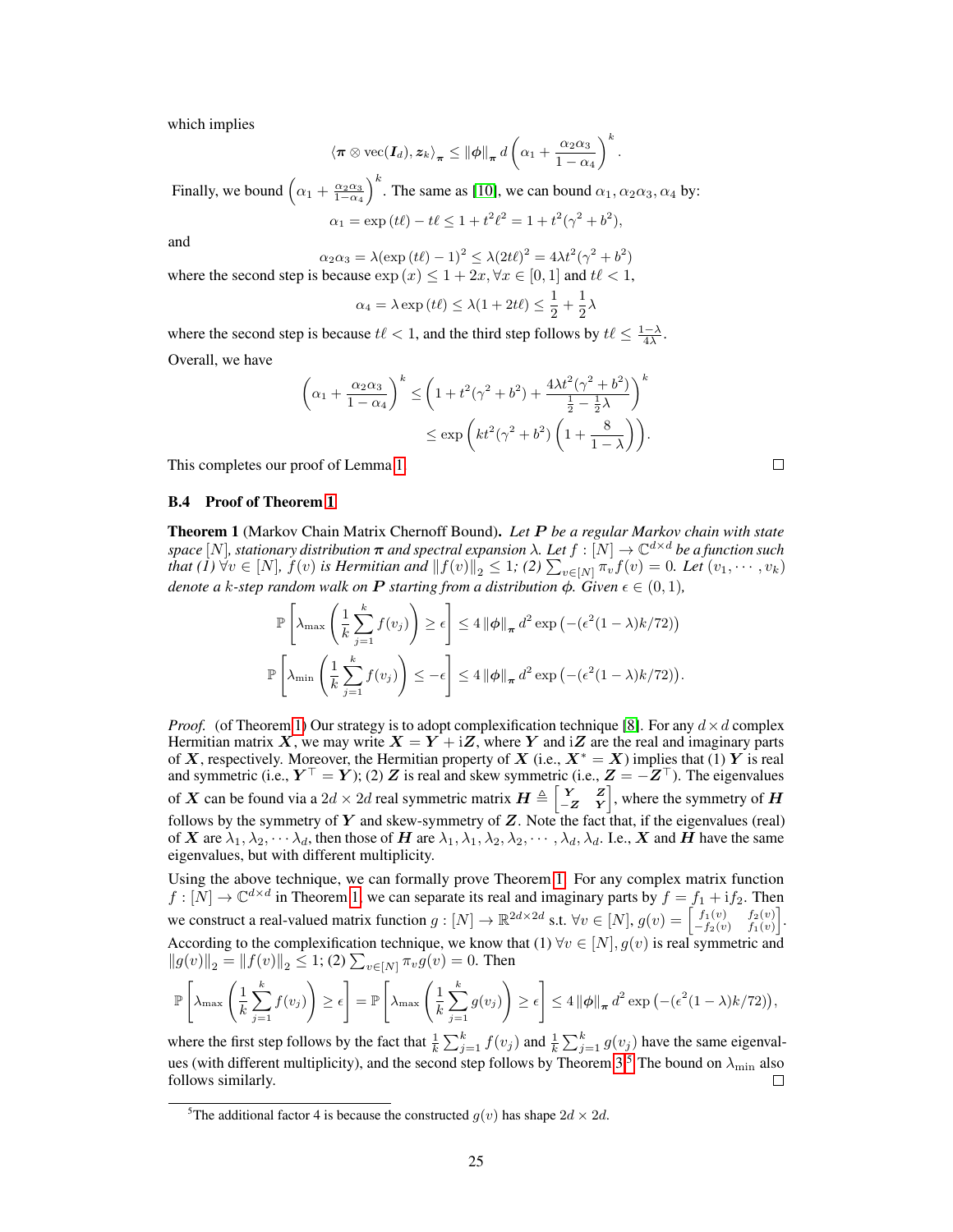which implies

$$\langle \boldsymbol{\pi} \otimes \mathrm{vec}(\boldsymbol{I}_d), \boldsymbol{z}_k \rangle_{\boldsymbol{\pi}} \le \|\boldsymbol{\phi}\|_{\boldsymbol{\pi}} \, d \left( \alpha_1 + \frac{\alpha_2 \alpha_3}{1 - \alpha_4} \right)^k .$$

Finally, we bound $\left( \alpha_1 + \frac{\alpha_2 \alpha_3}{1 - \alpha_4} \right)^k$. The same as [10], we can bound $\alpha_1, \alpha_2\alpha_3, \alpha_4$ by:

$$\alpha_1 = \exp(t\ell) - t\ell \le 1 + t^2\ell^2 = 1 + t^2(\gamma^2 + b^2),$$

and

$$\alpha_2\alpha_3 = \lambda(\exp(t\ell) - 1)^2 \le \lambda(2t\ell)^2 = 4\lambda t^2(\gamma^2 + b^2)$$

where the second step is because $\exp(x) \le 1 + 2x, \forall x \in [0, 1]$ and $t\ell < 1$,

$$\alpha_4 = \lambda \exp(t\ell) \le \lambda(1 + 2t\ell) \le \frac{1}{2} + \frac{1}{2}\lambda$$

where the second step is because $t\ell < 1$, and the third step follows by $t\ell \le \frac{1-\lambda}{4\lambda}$.

Overall, we have

$$\left( \alpha_1 + \frac{\alpha_2 \alpha_3}{1 - \alpha_4} \right)^k \le \left( 1 + t^2(\gamma^2 + b^2) + \frac{4\lambda t^2(\gamma^2 + b^2)}{\frac{1}{2} - \frac{1}{2}\lambda} \right)^k$$
$$\le \exp\left( k t^2 (\gamma^2 + b^2) \left( 1 + \frac{8}{1 - \lambda} \right) \right).$$

This completes our proof of Lemma 1. □

### B.4 Proof of Theorem 1

**Theorem 1** (Markov Chain Matrix Chernoff Bound). *Let $\boldsymbol{P}$ be a regular Markov chain with state space $[N]$, stationary distribution $\boldsymbol{\pi}$ and spectral expansion $\lambda$. Let $f : [N] \to \mathbb{C}^{d \times d}$ be a function such that (1) $\forall v \in [N]$, $f(v)$ is Hermitian and $\|f(v)\|_2 \le 1$; (2) $\sum_{v \in [N]} \pi_v f(v) = 0$. Let $(v_1, \cdots, v_k)$ denote a $k$-step random walk on $\boldsymbol{P}$ starting from a distribution $\phi$. Given $\epsilon \in (0, 1)$,*

$$\mathbb{P}\left[ \lambda_{\max}\left( \frac{1}{k} \sum_{j=1}^{k} f(v_j) \right) \ge \epsilon \right] \le 4 \|\boldsymbol{\phi}\|_{\boldsymbol{\pi}} d^2 \exp\left( -(\epsilon^2 (1 - \lambda) k / 72) \right)$$

$$\mathbb{P}\left[ \lambda_{\min}\left( \frac{1}{k} \sum_{j=1}^{k} f(v_j) \right) \le -\epsilon \right] \le 4 \|\boldsymbol{\phi}\|_{\boldsymbol{\pi}} d^2 \exp\left( -(\epsilon^2 (1 - \lambda) k / 72) \right).$$

*Proof.* (of Theorem 1) Our strategy is to adopt complexification technique [8]. For any $d \times d$ complex Hermitian matrix $\boldsymbol{X}$, we may write $\boldsymbol{X} = \boldsymbol{Y} + \mathrm{i}\boldsymbol{Z}$, where $\boldsymbol{Y}$ and $\mathrm{i}\boldsymbol{Z}$ are the real and imaginary parts of $\boldsymbol{X}$, respectively. Moreover, the Hermitian property of $\boldsymbol{X}$ (i.e., $\boldsymbol{X}^* = \boldsymbol{X}$) implies that (1) $\boldsymbol{Y}$ is real and symmetric (i.e., $\boldsymbol{Y}^\top = \boldsymbol{Y}$); (2) $\boldsymbol{Z}$ is real and skew symmetric (i.e., $\boldsymbol{Z} = -\boldsymbol{Z}^\top$). The eigenvalues of $\boldsymbol{X}$ can be found via a $2d \times 2d$ real symmetric matrix $\boldsymbol{H} \triangleq \begin{bmatrix} \boldsymbol{Y} & \boldsymbol{Z} \\ -\boldsymbol{Z} & \boldsymbol{Y} \end{bmatrix}$, where the symmetry of $\boldsymbol{H}$ follows by the symmetry of $\boldsymbol{Y}$ and skew-symmetry of $\boldsymbol{Z}$. Note the fact that, if the eigenvalues (real) of $\boldsymbol{X}$ are $\lambda_1, \lambda_2, \cdots \lambda_d$, then those of $\boldsymbol{H}$ are $\lambda_1, \lambda_1, \lambda_2, \lambda_2, \cdots, \lambda_d, \lambda_d$. I.e., $\boldsymbol{X}$ and $\boldsymbol{H}$ have the same eigenvalues, but with different multiplicity.

Using the above technique, we can formally prove Theorem 1. For any complex matrix function $f : [N] \to \mathbb{C}^{d \times d}$ in Theorem 1, we can separate its real and imaginary parts by $f = f_1 + \mathrm{i} f_2$. Then we construct a real-valued matrix function $g : [N] \to \mathbb{R}^{2d \times 2d}$ s.t. $\forall v \in [N]$, $g(v) = \begin{bmatrix} f_1(v) & f_2(v) \\ -f_2(v) & f_1(v) \end{bmatrix}$. According to the complexification technique, we know that (1) $\forall v \in [N], g(v)$ is real symmetric and $\|g(v)\|_2 = \|f(v)\|_2 \le 1$; (2) $\sum_{v \in [N]} \pi_v g(v) = 0$. Then

$$\mathbb{P}\left[ \lambda_{\max}\left( \frac{1}{k} \sum_{j=1}^{k} f(v_j) \right) \ge \epsilon \right] = \mathbb{P}\left[ \lambda_{\max}\left( \frac{1}{k} \sum_{j=1}^{k} g(v_j) \right) \ge \epsilon \right] \le 4 \|\boldsymbol{\phi}\|_{\boldsymbol{\pi}} d^2 \exp\left( -(\epsilon^2 (1 - \lambda) k / 72) \right),$$

where the first step follows by the fact that $\frac{1}{k} \sum_{j=1}^{k} f(v_j)$ and $\frac{1}{k} \sum_{j=1}^{k} g(v_j)$ have the same eigenvalues (with different multiplicity), and the second step follows by Theorem 3.[5] The bound on $\lambda_{\min}$ also follows similarly. □

[5] The additional factor 4 is because the constructed $g(v)$ has shape $2d \times 2d$.